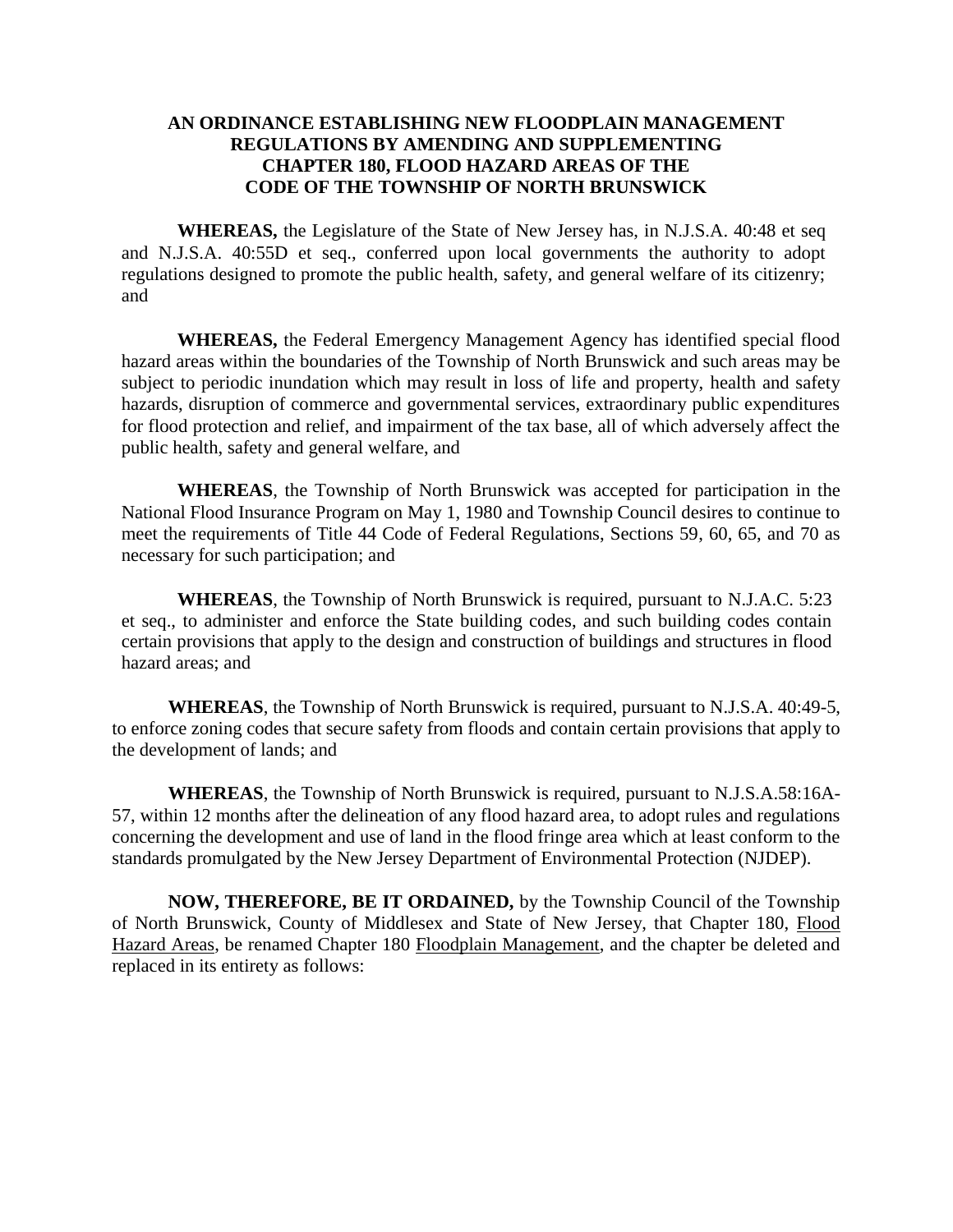# AN ORDINANCE ESTABLISHING NEW FLOODPLAIN MANAGEMENT REGULATIONS BY AMENDING AND SUPPLEMENTING CHAPTER 180, FLOOD HAZARD AREAS OF THE CODE OF THE TOWNSHIP OF NORTH BRUNSWICK

**WHEREAS,** the Legislature of the State of New Jersey has, in N.J.S.A. 40:48 et seq and N.J.S.A. 40:55D et seq., conferred upon local governments the authority to adopt regulations designed to promote the public health, safety, and general welfare of its citizenry; and

**WHEREAS,** the Federal Emergency Management Agency has identified special flood hazard areas within the boundaries of the Township of North Brunswick and such areas may be subject to periodic inundation which may result in loss of life and property, health and safety hazards, disruption of commerce and governmental services, extraordinary public expenditures for flood protection and relief, and impairment of the tax base, all of which adversely affect the public health, safety and general welfare, and

**WHEREAS**, the Township of North Brunswick was accepted for participation in the National Flood Insurance Program on May 1, 1980 and Township Council desires to continue to meet the requirements of Title 44 Code of Federal Regulations, Sections 59, 60, 65, and 70 as necessary for such participation; and

**WHEREAS**, the Township of North Brunswick is required, pursuant to N.J.A.C. 5:23 et seq., to administer and enforce the State building codes, and such building codes contain certain provisions that apply to the design and construction of buildings and structures in flood hazard areas; and

**WHEREAS**, the Township of North Brunswick is required, pursuant to N.J.S.A. 40:49-5, to enforce zoning codes that secure safety from floods and contain certain provisions that apply to the development of lands; and

**WHEREAS**, the Township of North Brunswick is required, pursuant to N.J.S.A.58:16A-57, within 12 months after the delineation of any flood hazard area, to adopt rules and regulations concerning the development and use of land in the flood fringe area which at least conform to the standards promulgated by the New Jersey Department of Environmental Protection (NJDEP).

**NOW, THEREFORE, BE IT ORDAINED,** by the Township Council of the Township of North Brunswick, County of Middlesex and State of New Jersey, that Chapter 180, Flood Hazard Areas, be renamed Chapter 180 Floodplain Management, and the chapter be deleted and replaced in its entirety as follows: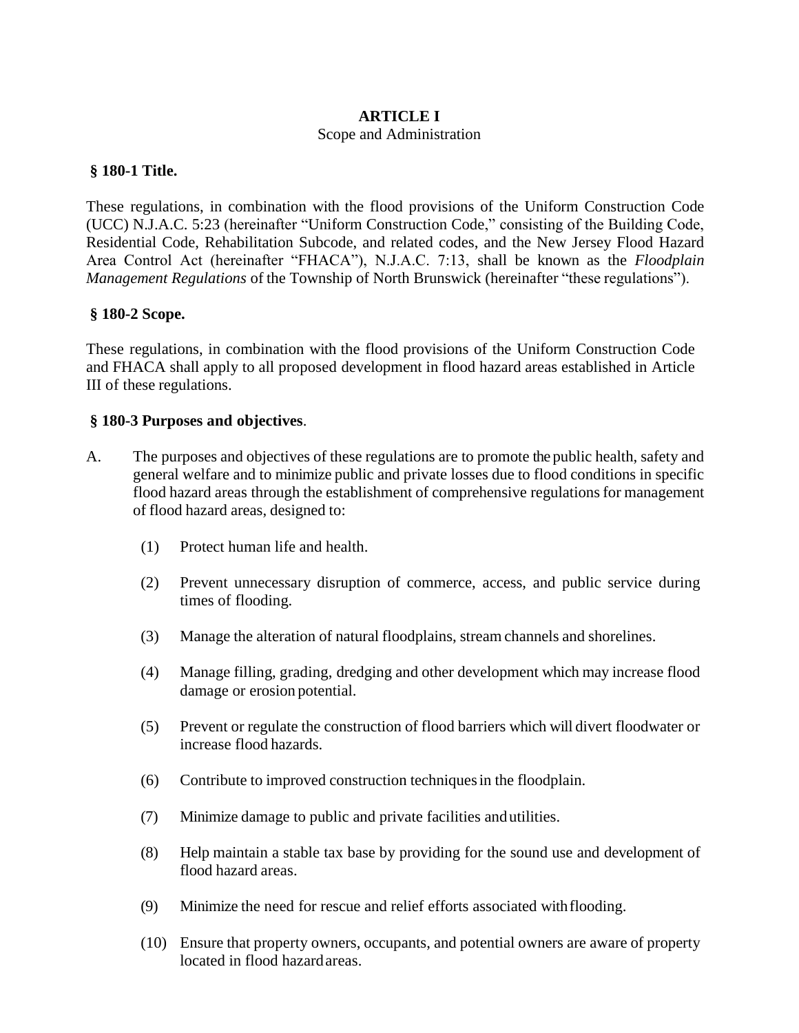# ARTICLE I

Scope and Administration

## § 180-1 Title.

These regulations, in combination with the flood provisions of the Uniform Construction Code (UCC) N.J.A.C. 5:23 (hereinafter "Uniform Construction Code," consisting of the Building Code, Residential Code, Rehabilitation Subcode, and related codes, and the New Jersey Flood Hazard Area Control Act (hereinafter "FHACA"), N.J.A.C. 7:13, shall be known as the *Floodplain Management Regulations* of the Township of North Brunswick (hereinafter "these regulations").

## § 180-2 Scope.

These regulations, in combination with the flood provisions of the Uniform Construction Code and FHACA shall apply to all proposed development in flood hazard areas established in Article III of these regulations.

## § 180-3 Purposes and objectives.

A. The purposes and objectives of these regulations are to promote the public health, safety and general welfare and to minimize public and private losses due to flood conditions in specific flood hazard areas through the establishment of comprehensive regulations for management of flood hazard areas, designed to:

(1) Protect human life and health.

(2) Prevent unnecessary disruption of commerce, access, and public service during times of flooding.

(3) Manage the alteration of natural floodplains, stream channels and shorelines.

(4) Manage filling, grading, dredging and other development which may increase flood damage or erosion potential.

(5) Prevent or regulate the construction of flood barriers which will divert floodwater or increase flood hazards.

(6) Contribute to improved construction techniques in the floodplain.

(7) Minimize damage to public and private facilities and utilities.

(8) Help maintain a stable tax base by providing for the sound use and development of flood hazard areas.

(9) Minimize the need for rescue and relief efforts associated with flooding.

(10) Ensure that property owners, occupants, and potential owners are aware of property located in flood hazard areas.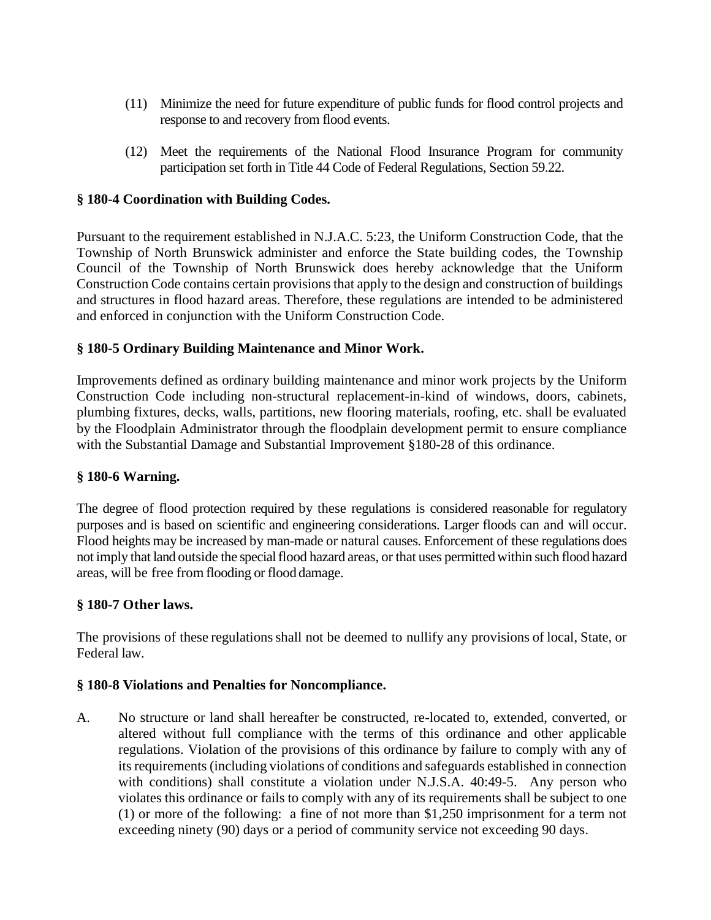(11) Minimize the need for future expenditure of public funds for flood control projects and response to and recovery from flood events.

(12) Meet the requirements of the National Flood Insurance Program for community participation set forth in Title 44 Code of Federal Regulations, Section 59.22.

**§ 180-4 Coordination with Building Codes.**

Pursuant to the requirement established in N.J.A.C. 5:23, the Uniform Construction Code, that the Township of North Brunswick administer and enforce the State building codes, the Township Council of the Township of North Brunswick does hereby acknowledge that the Uniform Construction Code contains certain provisions that apply to the design and construction of buildings and structures in flood hazard areas. Therefore, these regulations are intended to be administered and enforced in conjunction with the Uniform Construction Code.

**§ 180-5 Ordinary Building Maintenance and Minor Work.**

Improvements defined as ordinary building maintenance and minor work projects by the Uniform Construction Code including non-structural replacement-in-kind of windows, doors, cabinets, plumbing fixtures, decks, walls, partitions, new flooring materials, roofing, etc. shall be evaluated by the Floodplain Administrator through the floodplain development permit to ensure compliance with the Substantial Damage and Substantial Improvement §180-28 of this ordinance.

**§ 180-6 Warning.**

The degree of flood protection required by these regulations is considered reasonable for regulatory purposes and is based on scientific and engineering considerations. Larger floods can and will occur. Flood heights may be increased by man-made or natural causes. Enforcement of these regulations does not imply that land outside the special flood hazard areas, or that uses permitted within such flood hazard areas, will be free from flooding or flood damage.

**§ 180-7 Other laws.**

The provisions of these regulations shall not be deemed to nullify any provisions of local, State, or Federal law.

**§ 180-8 Violations and Penalties for Noncompliance.**

A. No structure or land shall hereafter be constructed, re-located to, extended, converted, or altered without full compliance with the terms of this ordinance and other applicable regulations. Violation of the provisions of this ordinance by failure to comply with any of its requirements (including violations of conditions and safeguards established in connection with conditions) shall constitute a violation under N.J.S.A. 40:49-5. Any person who violates this ordinance or fails to comply with any of its requirements shall be subject to one (1) or more of the following: a fine of not more than $1,250 imprisonment for a term not exceeding ninety (90) days or a period of community service not exceeding 90 days.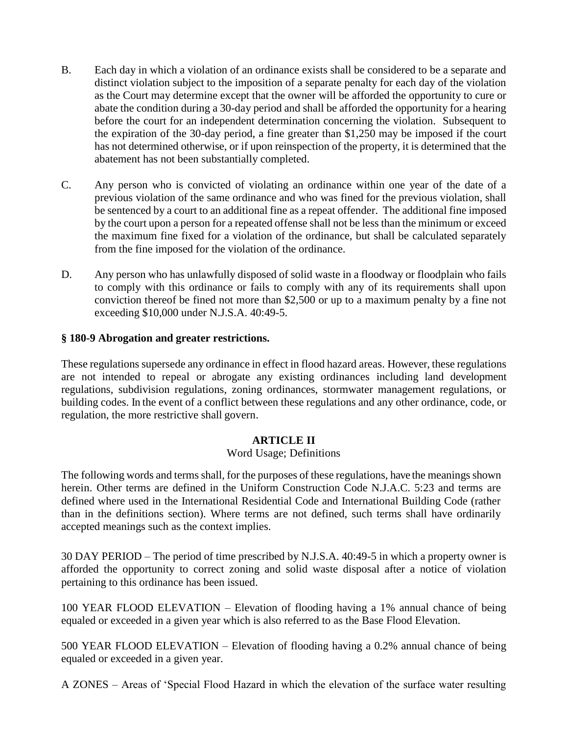B. Each day in which a violation of an ordinance exists shall be considered to be a separate and distinct violation subject to the imposition of a separate penalty for each day of the violation as the Court may determine except that the owner will be afforded the opportunity to cure or abate the condition during a 30-day period and shall be afforded the opportunity for a hearing before the court for an independent determination concerning the violation. Subsequent to the expiration of the 30-day period, a fine greater than $1,250 may be imposed if the court has not determined otherwise, or if upon reinspection of the property, it is determined that the abatement has not been substantially completed.

C. Any person who is convicted of violating an ordinance within one year of the date of a previous violation of the same ordinance and who was fined for the previous violation, shall be sentenced by a court to an additional fine as a repeat offender. The additional fine imposed by the court upon a person for a repeated offense shall not be less than the minimum or exceed the maximum fine fixed for a violation of the ordinance, but shall be calculated separately from the fine imposed for the violation of the ordinance.

D. Any person who has unlawfully disposed of solid waste in a floodway or floodplain who fails to comply with this ordinance or fails to comply with any of its requirements shall upon conviction thereof be fined not more than $2,500 or up to a maximum penalty by a fine not exceeding $10,000 under N.J.S.A. 40:49-5.

**§ 180-9 Abrogation and greater restrictions.**

These regulations supersede any ordinance in effect in flood hazard areas. However, these regulations are not intended to repeal or abrogate any existing ordinances including land development regulations, subdivision regulations, zoning ordinances, stormwater management regulations, or building codes. In the event of a conflict between these regulations and any other ordinance, code, or regulation, the more restrictive shall govern.

## ARTICLE II

Word Usage; Definitions

The following words and terms shall, for the purposes of these regulations, have the meanings shown herein. Other terms are defined in the Uniform Construction Code N.J.A.C. 5:23 and terms are defined where used in the International Residential Code and International Building Code (rather than in the definitions section). Where terms are not defined, such terms shall have ordinarily accepted meanings such as the context implies.

30 DAY PERIOD – The period of time prescribed by N.J.S.A. 40:49-5 in which a property owner is afforded the opportunity to correct zoning and solid waste disposal after a notice of violation pertaining to this ordinance has been issued.

100 YEAR FLOOD ELEVATION – Elevation of flooding having a 1% annual chance of being equaled or exceeded in a given year which is also referred to as the Base Flood Elevation.

500 YEAR FLOOD ELEVATION – Elevation of flooding having a 0.2% annual chance of being equaled or exceeded in a given year.

A ZONES – Areas of 'Special Flood Hazard in which the elevation of the surface water resulting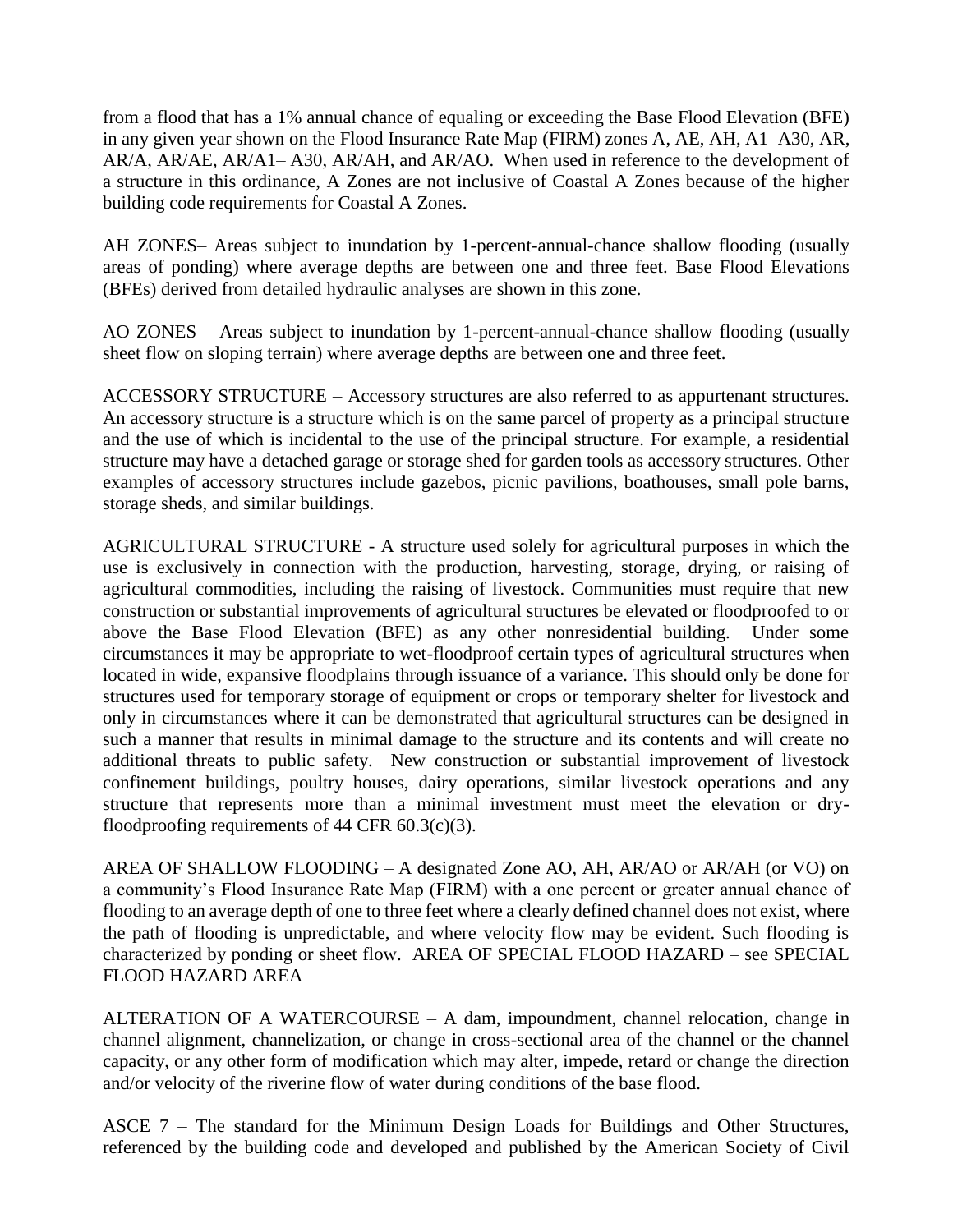from a flood that has a 1% annual chance of equaling or exceeding the Base Flood Elevation (BFE) in any given year shown on the Flood Insurance Rate Map (FIRM) zones A, AE, AH, A1–A30, AR, AR/A, AR/AE, AR/A1– A30, AR/AH, and AR/AO. When used in reference to the development of a structure in this ordinance, A Zones are not inclusive of Coastal A Zones because of the higher building code requirements for Coastal A Zones.

AH ZONES– Areas subject to inundation by 1-percent-annual-chance shallow flooding (usually areas of ponding) where average depths are between one and three feet. Base Flood Elevations (BFEs) derived from detailed hydraulic analyses are shown in this zone.

AO ZONES – Areas subject to inundation by 1-percent-annual-chance shallow flooding (usually sheet flow on sloping terrain) where average depths are between one and three feet.

ACCESSORY STRUCTURE – Accessory structures are also referred to as appurtenant structures. An accessory structure is a structure which is on the same parcel of property as a principal structure and the use of which is incidental to the use of the principal structure. For example, a residential structure may have a detached garage or storage shed for garden tools as accessory structures. Other examples of accessory structures include gazebos, picnic pavilions, boathouses, small pole barns, storage sheds, and similar buildings.

AGRICULTURAL STRUCTURE - A structure used solely for agricultural purposes in which the use is exclusively in connection with the production, harvesting, storage, drying, or raising of agricultural commodities, including the raising of livestock. Communities must require that new construction or substantial improvements of agricultural structures be elevated or floodproofed to or above the Base Flood Elevation (BFE) as any other nonresidential building. Under some circumstances it may be appropriate to wet-floodproof certain types of agricultural structures when located in wide, expansive floodplains through issuance of a variance. This should only be done for structures used for temporary storage of equipment or crops or temporary shelter for livestock and only in circumstances where it can be demonstrated that agricultural structures can be designed in such a manner that results in minimal damage to the structure and its contents and will create no additional threats to public safety. New construction or substantial improvement of livestock confinement buildings, poultry houses, dairy operations, similar livestock operations and any structure that represents more than a minimal investment must meet the elevation or dry-floodproofing requirements of 44 CFR 60.3(c)(3).

AREA OF SHALLOW FLOODING – A designated Zone AO, AH, AR/AO or AR/AH (or VO) on a community's Flood Insurance Rate Map (FIRM) with a one percent or greater annual chance of flooding to an average depth of one to three feet where a clearly defined channel does not exist, where the path of flooding is unpredictable, and where velocity flow may be evident. Such flooding is characterized by ponding or sheet flow. AREA OF SPECIAL FLOOD HAZARD – see SPECIAL FLOOD HAZARD AREA

ALTERATION OF A WATERCOURSE – A dam, impoundment, channel relocation, change in channel alignment, channelization, or change in cross-sectional area of the channel or the channel capacity, or any other form of modification which may alter, impede, retard or change the direction and/or velocity of the riverine flow of water during conditions of the base flood.

ASCE 7 – The standard for the Minimum Design Loads for Buildings and Other Structures, referenced by the building code and developed and published by the American Society of Civil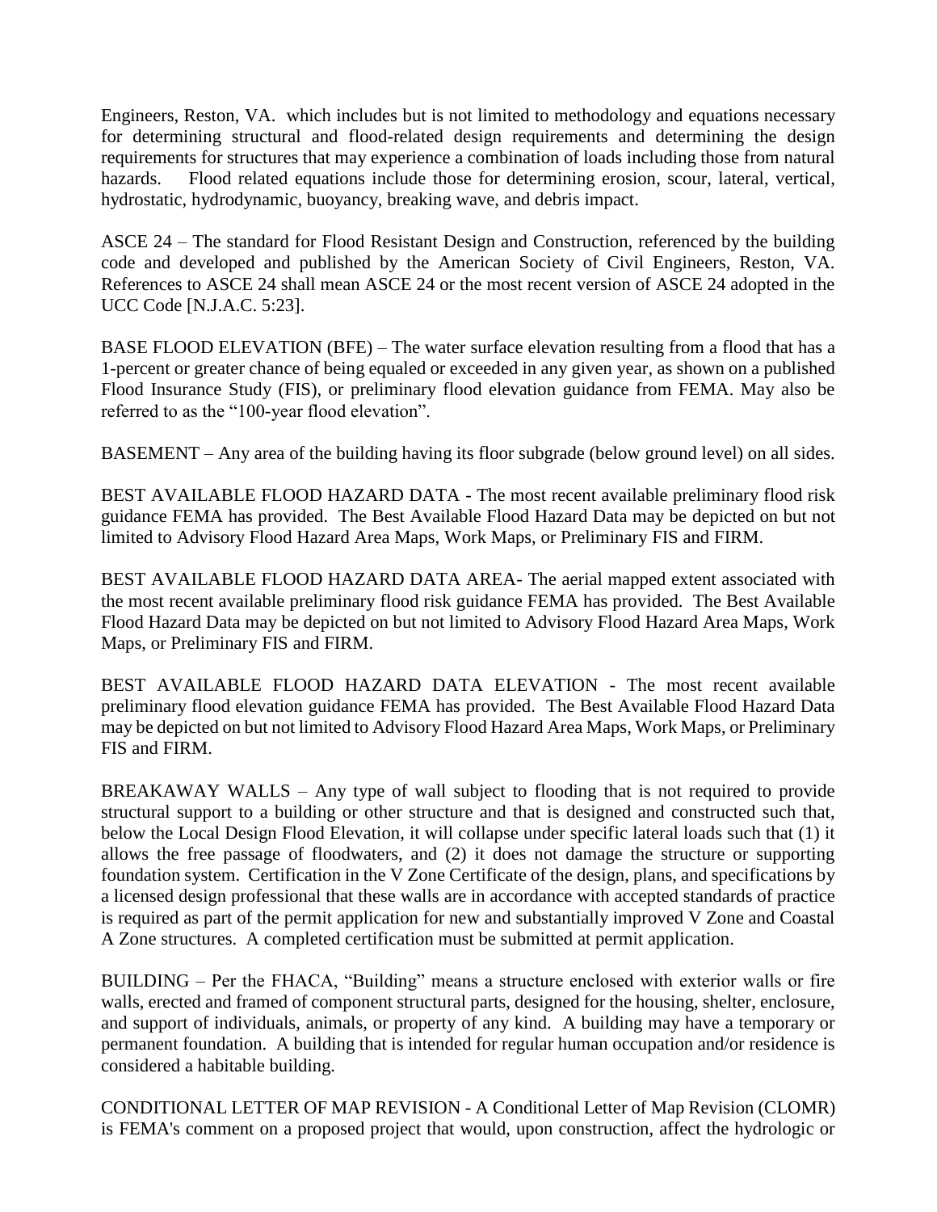Engineers, Reston, VA. which includes but is not limited to methodology and equations necessary for determining structural and flood-related design requirements and determining the design requirements for structures that may experience a combination of loads including those from natural hazards. Flood related equations include those for determining erosion, scour, lateral, vertical, hydrostatic, hydrodynamic, buoyancy, breaking wave, and debris impact.

ASCE 24 – The standard for Flood Resistant Design and Construction, referenced by the building code and developed and published by the American Society of Civil Engineers, Reston, VA. References to ASCE 24 shall mean ASCE 24 or the most recent version of ASCE 24 adopted in the UCC Code [N.J.A.C. 5:23].

BASE FLOOD ELEVATION (BFE) – The water surface elevation resulting from a flood that has a 1-percent or greater chance of being equaled or exceeded in any given year, as shown on a published Flood Insurance Study (FIS), or preliminary flood elevation guidance from FEMA. May also be referred to as the "100-year flood elevation".

BASEMENT – Any area of the building having its floor subgrade (below ground level) on all sides.

BEST AVAILABLE FLOOD HAZARD DATA - The most recent available preliminary flood risk guidance FEMA has provided. The Best Available Flood Hazard Data may be depicted on but not limited to Advisory Flood Hazard Area Maps, Work Maps, or Preliminary FIS and FIRM.

BEST AVAILABLE FLOOD HAZARD DATA AREA- The aerial mapped extent associated with the most recent available preliminary flood risk guidance FEMA has provided. The Best Available Flood Hazard Data may be depicted on but not limited to Advisory Flood Hazard Area Maps, Work Maps, or Preliminary FIS and FIRM.

BEST AVAILABLE FLOOD HAZARD DATA ELEVATION - The most recent available preliminary flood elevation guidance FEMA has provided. The Best Available Flood Hazard Data may be depicted on but not limited to Advisory Flood Hazard Area Maps, Work Maps, or Preliminary FIS and FIRM.

BREAKAWAY WALLS – Any type of wall subject to flooding that is not required to provide structural support to a building or other structure and that is designed and constructed such that, below the Local Design Flood Elevation, it will collapse under specific lateral loads such that (1) it allows the free passage of floodwaters, and (2) it does not damage the structure or supporting foundation system. Certification in the V Zone Certificate of the design, plans, and specifications by a licensed design professional that these walls are in accordance with accepted standards of practice is required as part of the permit application for new and substantially improved V Zone and Coastal A Zone structures. A completed certification must be submitted at permit application.

BUILDING – Per the FHACA, "Building" means a structure enclosed with exterior walls or fire walls, erected and framed of component structural parts, designed for the housing, shelter, enclosure, and support of individuals, animals, or property of any kind. A building may have a temporary or permanent foundation. A building that is intended for regular human occupation and/or residence is considered a habitable building.

CONDITIONAL LETTER OF MAP REVISION - A Conditional Letter of Map Revision (CLOMR) is FEMA's comment on a proposed project that would, upon construction, affect the hydrologic or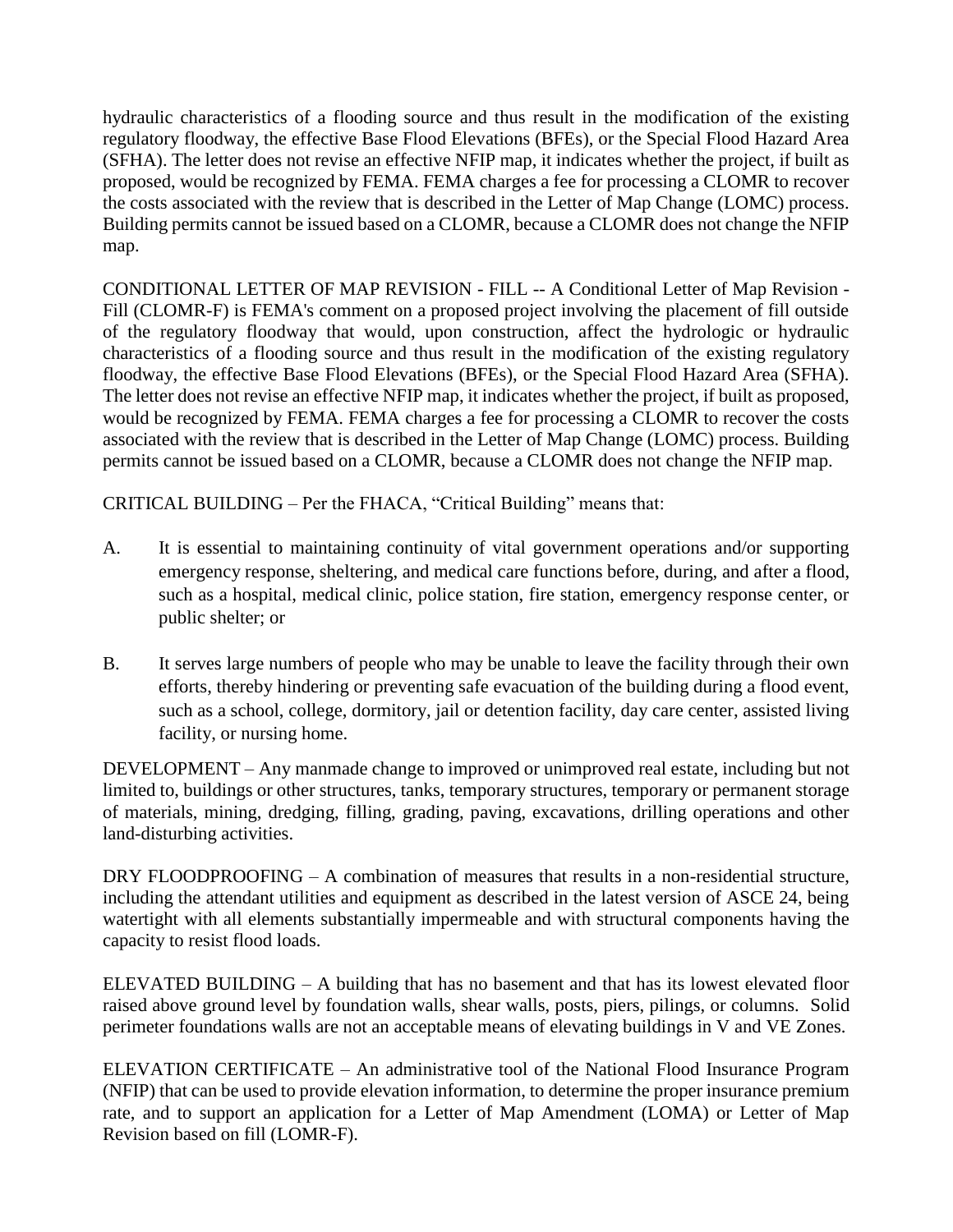hydraulic characteristics of a flooding source and thus result in the modification of the existing regulatory floodway, the effective Base Flood Elevations (BFEs), or the Special Flood Hazard Area (SFHA). The letter does not revise an effective NFIP map, it indicates whether the project, if built as proposed, would be recognized by FEMA. FEMA charges a fee for processing a CLOMR to recover the costs associated with the review that is described in the Letter of Map Change (LOMC) process. Building permits cannot be issued based on a CLOMR, because a CLOMR does not change the NFIP map.

CONDITIONAL LETTER OF MAP REVISION - FILL -- A Conditional Letter of Map Revision - Fill (CLOMR-F) is FEMA's comment on a proposed project involving the placement of fill outside of the regulatory floodway that would, upon construction, affect the hydrologic or hydraulic characteristics of a flooding source and thus result in the modification of the existing regulatory floodway, the effective Base Flood Elevations (BFEs), or the Special Flood Hazard Area (SFHA). The letter does not revise an effective NFIP map, it indicates whether the project, if built as proposed, would be recognized by FEMA. FEMA charges a fee for processing a CLOMR to recover the costs associated with the review that is described in the Letter of Map Change (LOMC) process. Building permits cannot be issued based on a CLOMR, because a CLOMR does not change the NFIP map.

CRITICAL BUILDING – Per the FHACA, "Critical Building" means that:

A. It is essential to maintaining continuity of vital government operations and/or supporting emergency response, sheltering, and medical care functions before, during, and after a flood, such as a hospital, medical clinic, police station, fire station, emergency response center, or public shelter; or

B. It serves large numbers of people who may be unable to leave the facility through their own efforts, thereby hindering or preventing safe evacuation of the building during a flood event, such as a school, college, dormitory, jail or detention facility, day care center, assisted living facility, or nursing home.

DEVELOPMENT – Any manmade change to improved or unimproved real estate, including but not limited to, buildings or other structures, tanks, temporary structures, temporary or permanent storage of materials, mining, dredging, filling, grading, paving, excavations, drilling operations and other land-disturbing activities.

DRY FLOODPROOFING – A combination of measures that results in a non-residential structure, including the attendant utilities and equipment as described in the latest version of ASCE 24, being watertight with all elements substantially impermeable and with structural components having the capacity to resist flood loads.

ELEVATED BUILDING – A building that has no basement and that has its lowest elevated floor raised above ground level by foundation walls, shear walls, posts, piers, pilings, or columns. Solid perimeter foundations walls are not an acceptable means of elevating buildings in V and VE Zones.

ELEVATION CERTIFICATE – An administrative tool of the National Flood Insurance Program (NFIP) that can be used to provide elevation information, to determine the proper insurance premium rate, and to support an application for a Letter of Map Amendment (LOMA) or Letter of Map Revision based on fill (LOMR-F).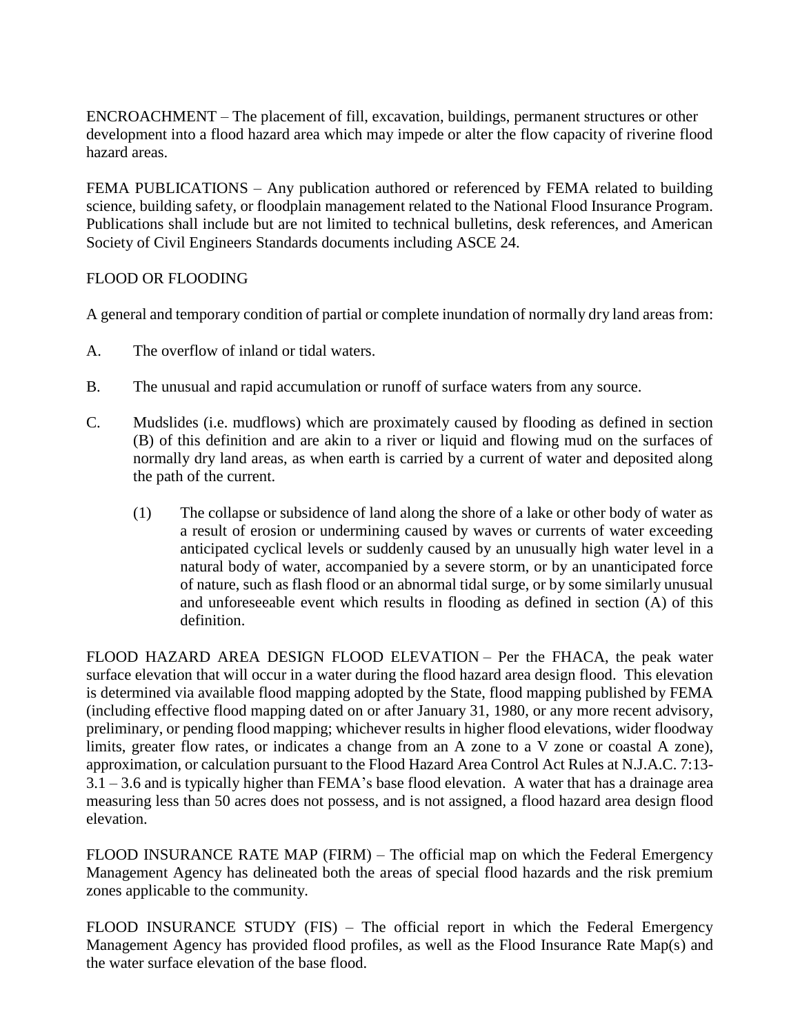ENCROACHMENT – The placement of fill, excavation, buildings, permanent structures or other development into a flood hazard area which may impede or alter the flow capacity of riverine flood hazard areas.

FEMA PUBLICATIONS – Any publication authored or referenced by FEMA related to building science, building safety, or floodplain management related to the National Flood Insurance Program. Publications shall include but are not limited to technical bulletins, desk references, and American Society of Civil Engineers Standards documents including ASCE 24.

FLOOD OR FLOODING

A general and temporary condition of partial or complete inundation of normally dry land areas from:

A. The overflow of inland or tidal waters.

B. The unusual and rapid accumulation or runoff of surface waters from any source.

C. Mudslides (i.e. mudflows) which are proximately caused by flooding as defined in section (B) of this definition and are akin to a river or liquid and flowing mud on the surfaces of normally dry land areas, as when earth is carried by a current of water and deposited along the path of the current.

   (1) The collapse or subsidence of land along the shore of a lake or other body of water as a result of erosion or undermining caused by waves or currents of water exceeding anticipated cyclical levels or suddenly caused by an unusually high water level in a natural body of water, accompanied by a severe storm, or by an unanticipated force of nature, such as flash flood or an abnormal tidal surge, or by some similarly unusual and unforeseeable event which results in flooding as defined in section (A) of this definition.

FLOOD HAZARD AREA DESIGN FLOOD ELEVATION – Per the FHACA, the peak water surface elevation that will occur in a water during the flood hazard area design flood. This elevation is determined via available flood mapping adopted by the State, flood mapping published by FEMA (including effective flood mapping dated on or after January 31, 1980, or any more recent advisory, preliminary, or pending flood mapping; whichever results in higher flood elevations, wider floodway limits, greater flow rates, or indicates a change from an A zone to a V zone or coastal A zone), approximation, or calculation pursuant to the Flood Hazard Area Control Act Rules at N.J.A.C. 7:13-3.1 – 3.6 and is typically higher than FEMA's base flood elevation. A water that has a drainage area measuring less than 50 acres does not possess, and is not assigned, a flood hazard area design flood elevation.

FLOOD INSURANCE RATE MAP (FIRM) – The official map on which the Federal Emergency Management Agency has delineated both the areas of special flood hazards and the risk premium zones applicable to the community.

FLOOD INSURANCE STUDY (FIS) – The official report in which the Federal Emergency Management Agency has provided flood profiles, as well as the Flood Insurance Rate Map(s) and the water surface elevation of the base flood.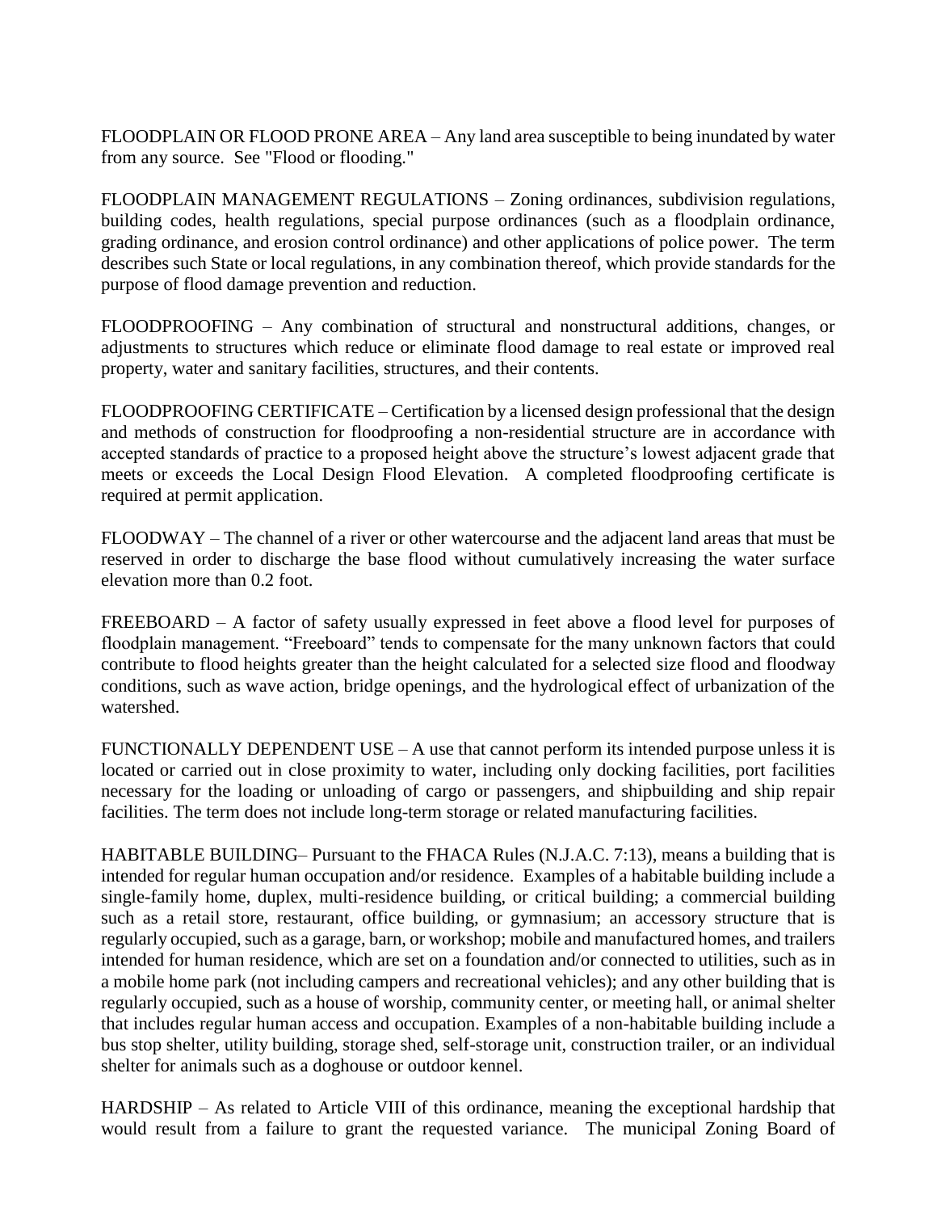FLOODPLAIN OR FLOOD PRONE AREA – Any land area susceptible to being inundated by water from any source. See "Flood or flooding."

FLOODPLAIN MANAGEMENT REGULATIONS – Zoning ordinances, subdivision regulations, building codes, health regulations, special purpose ordinances (such as a floodplain ordinance, grading ordinance, and erosion control ordinance) and other applications of police power. The term describes such State or local regulations, in any combination thereof, which provide standards for the purpose of flood damage prevention and reduction.

FLOODPROOFING – Any combination of structural and nonstructural additions, changes, or adjustments to structures which reduce or eliminate flood damage to real estate or improved real property, water and sanitary facilities, structures, and their contents.

FLOODPROOFING CERTIFICATE – Certification by a licensed design professional that the design and methods of construction for floodproofing a non-residential structure are in accordance with accepted standards of practice to a proposed height above the structure's lowest adjacent grade that meets or exceeds the Local Design Flood Elevation. A completed floodproofing certificate is required at permit application.

FLOODWAY – The channel of a river or other watercourse and the adjacent land areas that must be reserved in order to discharge the base flood without cumulatively increasing the water surface elevation more than 0.2 foot.

FREEBOARD – A factor of safety usually expressed in feet above a flood level for purposes of floodplain management. "Freeboard" tends to compensate for the many unknown factors that could contribute to flood heights greater than the height calculated for a selected size flood and floodway conditions, such as wave action, bridge openings, and the hydrological effect of urbanization of the watershed.

FUNCTIONALLY DEPENDENT USE – A use that cannot perform its intended purpose unless it is located or carried out in close proximity to water, including only docking facilities, port facilities necessary for the loading or unloading of cargo or passengers, and shipbuilding and ship repair facilities. The term does not include long-term storage or related manufacturing facilities.

HABITABLE BUILDING– Pursuant to the FHACA Rules (N.J.A.C. 7:13), means a building that is intended for regular human occupation and/or residence. Examples of a habitable building include a single-family home, duplex, multi-residence building, or critical building; a commercial building such as a retail store, restaurant, office building, or gymnasium; an accessory structure that is regularly occupied, such as a garage, barn, or workshop; mobile and manufactured homes, and trailers intended for human residence, which are set on a foundation and/or connected to utilities, such as in a mobile home park (not including campers and recreational vehicles); and any other building that is regularly occupied, such as a house of worship, community center, or meeting hall, or animal shelter that includes regular human access and occupation. Examples of a non-habitable building include a bus stop shelter, utility building, storage shed, self-storage unit, construction trailer, or an individual shelter for animals such as a doghouse or outdoor kennel.

HARDSHIP – As related to Article VIII of this ordinance, meaning the exceptional hardship that would result from a failure to grant the requested variance. The municipal Zoning Board of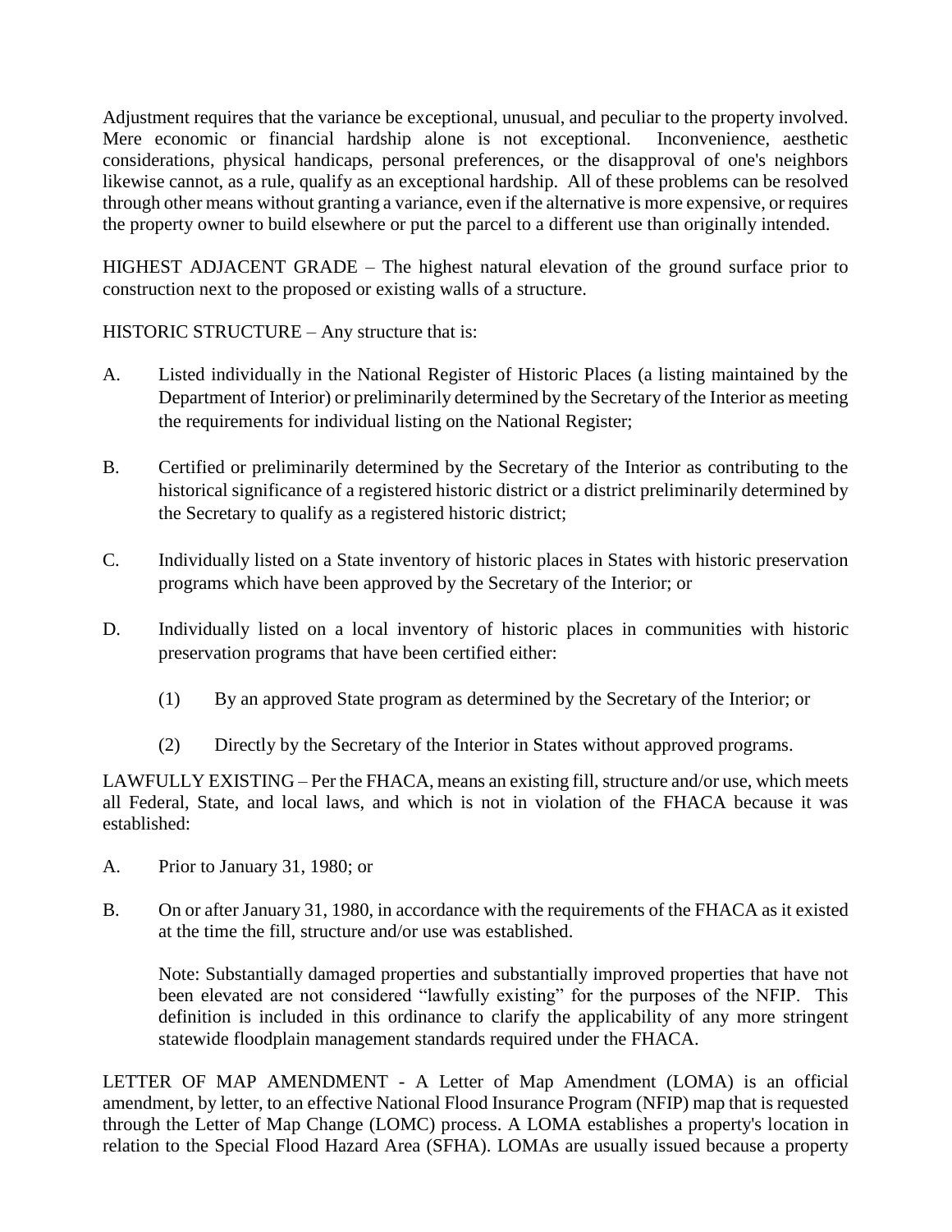Adjustment requires that the variance be exceptional, unusual, and peculiar to the property involved. Mere economic or financial hardship alone is not exceptional. Inconvenience, aesthetic considerations, physical handicaps, personal preferences, or the disapproval of one's neighbors likewise cannot, as a rule, qualify as an exceptional hardship. All of these problems can be resolved through other means without granting a variance, even if the alternative is more expensive, or requires the property owner to build elsewhere or put the parcel to a different use than originally intended.

HIGHEST ADJACENT GRADE – The highest natural elevation of the ground surface prior to construction next to the proposed or existing walls of a structure.

HISTORIC STRUCTURE – Any structure that is:

A. Listed individually in the National Register of Historic Places (a listing maintained by the Department of Interior) or preliminarily determined by the Secretary of the Interior as meeting the requirements for individual listing on the National Register;

B. Certified or preliminarily determined by the Secretary of the Interior as contributing to the historical significance of a registered historic district or a district preliminarily determined by the Secretary to qualify as a registered historic district;

C. Individually listed on a State inventory of historic places in States with historic preservation programs which have been approved by the Secretary of the Interior; or

D. Individually listed on a local inventory of historic places in communities with historic preservation programs that have been certified either:

   (1) By an approved State program as determined by the Secretary of the Interior; or

   (2) Directly by the Secretary of the Interior in States without approved programs.

LAWFULLY EXISTING – Per the FHACA, means an existing fill, structure and/or use, which meets all Federal, State, and local laws, and which is not in violation of the FHACA because it was established:

A. Prior to January 31, 1980; or

B. On or after January 31, 1980, in accordance with the requirements of the FHACA as it existed at the time the fill, structure and/or use was established.

   Note: Substantially damaged properties and substantially improved properties that have not been elevated are not considered "lawfully existing" for the purposes of the NFIP. This definition is included in this ordinance to clarify the applicability of any more stringent statewide floodplain management standards required under the FHACA.

LETTER OF MAP AMENDMENT - A Letter of Map Amendment (LOMA) is an official amendment, by letter, to an effective National Flood Insurance Program (NFIP) map that is requested through the Letter of Map Change (LOMC) process. A LOMA establishes a property's location in relation to the Special Flood Hazard Area (SFHA). LOMAs are usually issued because a property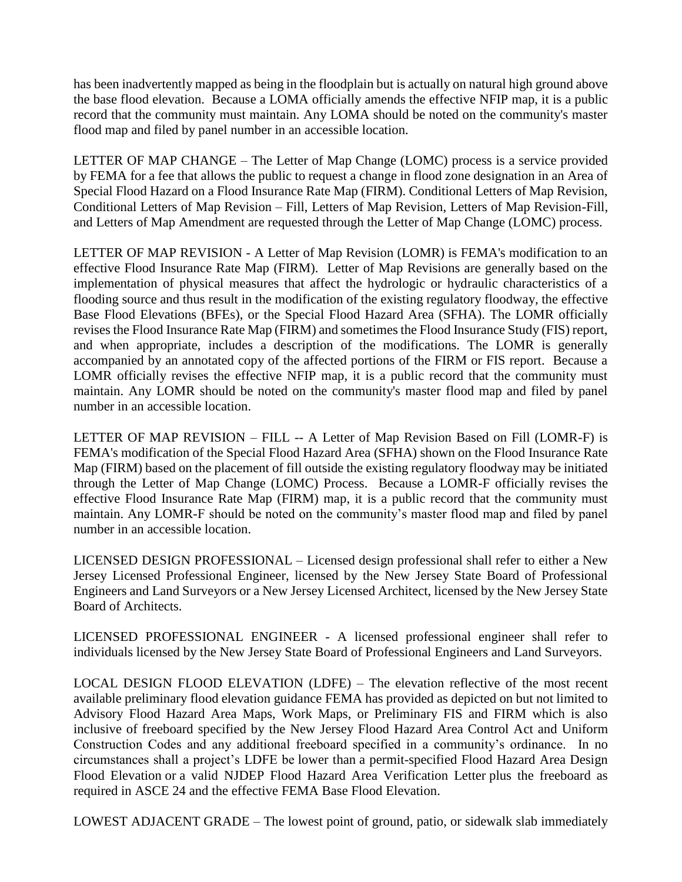has been inadvertently mapped as being in the floodplain but is actually on natural high ground above the base flood elevation. Because a LOMA officially amends the effective NFIP map, it is a public record that the community must maintain. Any LOMA should be noted on the community's master flood map and filed by panel number in an accessible location.

LETTER OF MAP CHANGE – The Letter of Map Change (LOMC) process is a service provided by FEMA for a fee that allows the public to request a change in flood zone designation in an Area of Special Flood Hazard on a Flood Insurance Rate Map (FIRM). Conditional Letters of Map Revision, Conditional Letters of Map Revision – Fill, Letters of Map Revision, Letters of Map Revision-Fill, and Letters of Map Amendment are requested through the Letter of Map Change (LOMC) process.

LETTER OF MAP REVISION - A Letter of Map Revision (LOMR) is FEMA's modification to an effective Flood Insurance Rate Map (FIRM). Letter of Map Revisions are generally based on the implementation of physical measures that affect the hydrologic or hydraulic characteristics of a flooding source and thus result in the modification of the existing regulatory floodway, the effective Base Flood Elevations (BFEs), or the Special Flood Hazard Area (SFHA). The LOMR officially revises the Flood Insurance Rate Map (FIRM) and sometimes the Flood Insurance Study (FIS) report, and when appropriate, includes a description of the modifications. The LOMR is generally accompanied by an annotated copy of the affected portions of the FIRM or FIS report. Because a LOMR officially revises the effective NFIP map, it is a public record that the community must maintain. Any LOMR should be noted on the community's master flood map and filed by panel number in an accessible location.

LETTER OF MAP REVISION – FILL -- A Letter of Map Revision Based on Fill (LOMR-F) is FEMA's modification of the Special Flood Hazard Area (SFHA) shown on the Flood Insurance Rate Map (FIRM) based on the placement of fill outside the existing regulatory floodway may be initiated through the Letter of Map Change (LOMC) Process. Because a LOMR-F officially revises the effective Flood Insurance Rate Map (FIRM) map, it is a public record that the community must maintain. Any LOMR-F should be noted on the community's master flood map and filed by panel number in an accessible location.

LICENSED DESIGN PROFESSIONAL – Licensed design professional shall refer to either a New Jersey Licensed Professional Engineer, licensed by the New Jersey State Board of Professional Engineers and Land Surveyors or a New Jersey Licensed Architect, licensed by the New Jersey State Board of Architects.

LICENSED PROFESSIONAL ENGINEER - A licensed professional engineer shall refer to individuals licensed by the New Jersey State Board of Professional Engineers and Land Surveyors.

LOCAL DESIGN FLOOD ELEVATION (LDFE) – The elevation reflective of the most recent available preliminary flood elevation guidance FEMA has provided as depicted on but not limited to Advisory Flood Hazard Area Maps, Work Maps, or Preliminary FIS and FIRM which is also inclusive of freeboard specified by the New Jersey Flood Hazard Area Control Act and Uniform Construction Codes and any additional freeboard specified in a community's ordinance. In no circumstances shall a project's LDFE be lower than a permit-specified Flood Hazard Area Design Flood Elevation or a valid NJDEP Flood Hazard Area Verification Letter plus the freeboard as required in ASCE 24 and the effective FEMA Base Flood Elevation.

LOWEST ADJACENT GRADE – The lowest point of ground, patio, or sidewalk slab immediately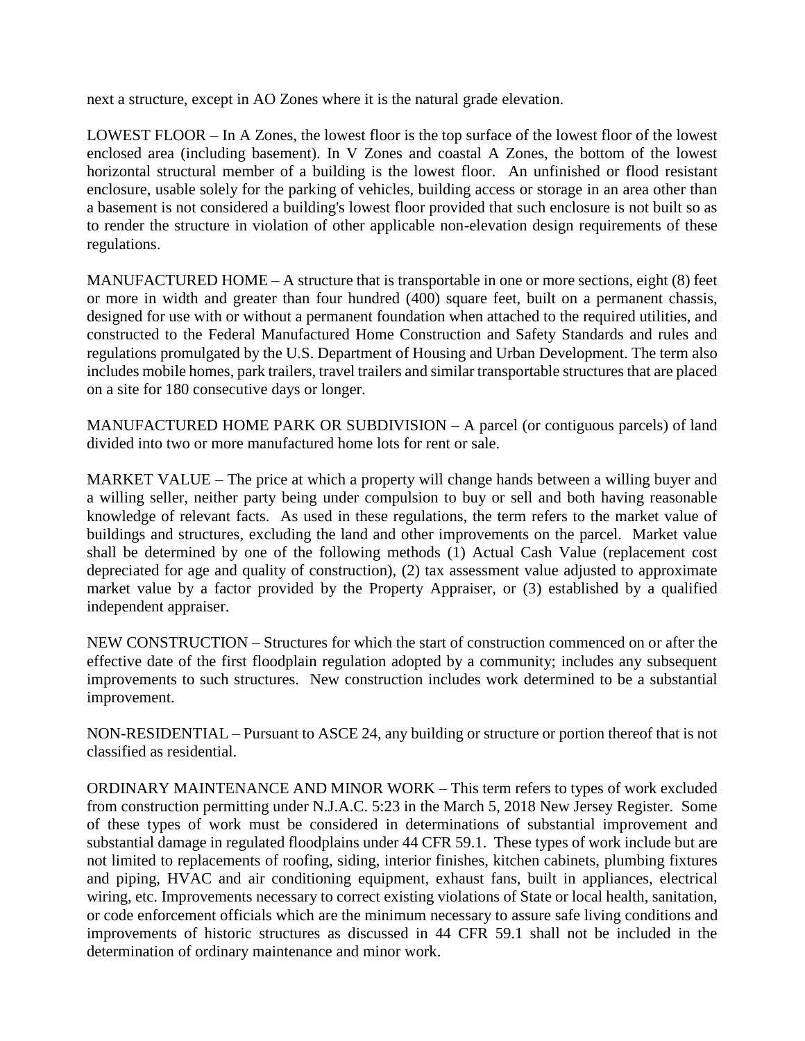next a structure, except in AO Zones where it is the natural grade elevation.

LOWEST FLOOR – In A Zones, the lowest floor is the top surface of the lowest floor of the lowest enclosed area (including basement). In V Zones and coastal A Zones, the bottom of the lowest horizontal structural member of a building is the lowest floor. An unfinished or flood resistant enclosure, usable solely for the parking of vehicles, building access or storage in an area other than a basement is not considered a building's lowest floor provided that such enclosure is not built so as to render the structure in violation of other applicable non-elevation design requirements of these regulations.

MANUFACTURED HOME – A structure that is transportable in one or more sections, eight (8) feet or more in width and greater than four hundred (400) square feet, built on a permanent chassis, designed for use with or without a permanent foundation when attached to the required utilities, and constructed to the Federal Manufactured Home Construction and Safety Standards and rules and regulations promulgated by the U.S. Department of Housing and Urban Development. The term also includes mobile homes, park trailers, travel trailers and similar transportable structures that are placed on a site for 180 consecutive days or longer.

MANUFACTURED HOME PARK OR SUBDIVISION – A parcel (or contiguous parcels) of land divided into two or more manufactured home lots for rent or sale.

MARKET VALUE – The price at which a property will change hands between a willing buyer and a willing seller, neither party being under compulsion to buy or sell and both having reasonable knowledge of relevant facts. As used in these regulations, the term refers to the market value of buildings and structures, excluding the land and other improvements on the parcel. Market value shall be determined by one of the following methods (1) Actual Cash Value (replacement cost depreciated for age and quality of construction), (2) tax assessment value adjusted to approximate market value by a factor provided by the Property Appraiser, or (3) established by a qualified independent appraiser.

NEW CONSTRUCTION – Structures for which the start of construction commenced on or after the effective date of the first floodplain regulation adopted by a community; includes any subsequent improvements to such structures. New construction includes work determined to be a substantial improvement.

NON-RESIDENTIAL – Pursuant to ASCE 24, any building or structure or portion thereof that is not classified as residential.

ORDINARY MAINTENANCE AND MINOR WORK – This term refers to types of work excluded from construction permitting under N.J.A.C. 5:23 in the March 5, 2018 New Jersey Register. Some of these types of work must be considered in determinations of substantial improvement and substantial damage in regulated floodplains under 44 CFR 59.1. These types of work include but are not limited to replacements of roofing, siding, interior finishes, kitchen cabinets, plumbing fixtures and piping, HVAC and air conditioning equipment, exhaust fans, built in appliances, electrical wiring, etc. Improvements necessary to correct existing violations of State or local health, sanitation, or code enforcement officials which are the minimum necessary to assure safe living conditions and improvements of historic structures as discussed in 44 CFR 59.1 shall not be included in the determination of ordinary maintenance and minor work.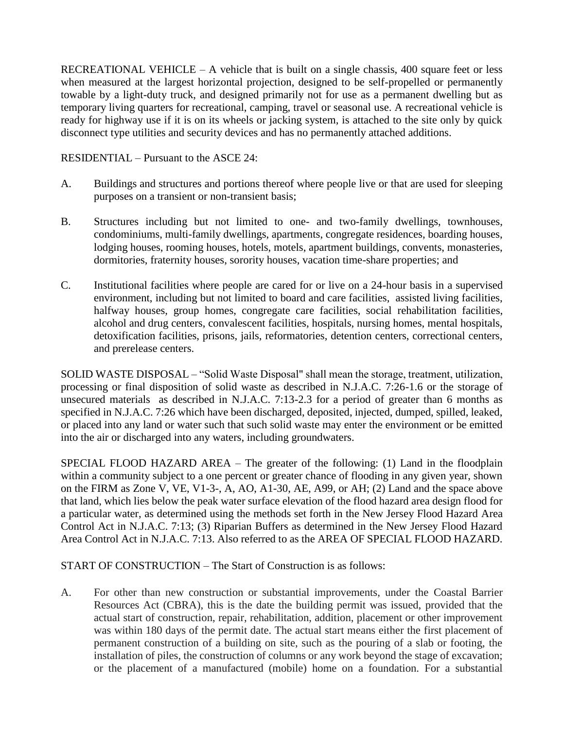RECREATIONAL VEHICLE – A vehicle that is built on a single chassis, 400 square feet or less when measured at the largest horizontal projection, designed to be self-propelled or permanently towable by a light-duty truck, and designed primarily not for use as a permanent dwelling but as temporary living quarters for recreational, camping, travel or seasonal use. A recreational vehicle is ready for highway use if it is on its wheels or jacking system, is attached to the site only by quick disconnect type utilities and security devices and has no permanently attached additions.

RESIDENTIAL – Pursuant to the ASCE 24:

A. Buildings and structures and portions thereof where people live or that are used for sleeping purposes on a transient or non-transient basis;

B. Structures including but not limited to one- and two-family dwellings, townhouses, condominiums, multi-family dwellings, apartments, congregate residences, boarding houses, lodging houses, rooming houses, hotels, motels, apartment buildings, convents, monasteries, dormitories, fraternity houses, sorority houses, vacation time-share properties; and

C. Institutional facilities where people are cared for or live on a 24-hour basis in a supervised environment, including but not limited to board and care facilities, assisted living facilities, halfway houses, group homes, congregate care facilities, social rehabilitation facilities, alcohol and drug centers, convalescent facilities, hospitals, nursing homes, mental hospitals, detoxification facilities, prisons, jails, reformatories, detention centers, correctional centers, and prerelease centers.

SOLID WASTE DISPOSAL – "Solid Waste Disposal" shall mean the storage, treatment, utilization, processing or final disposition of solid waste as described in N.J.A.C. 7:26-1.6 or the storage of unsecured materials as described in N.J.A.C. 7:13-2.3 for a period of greater than 6 months as specified in N.J.A.C. 7:26 which have been discharged, deposited, injected, dumped, spilled, leaked, or placed into any land or water such that such solid waste may enter the environment or be emitted into the air or discharged into any waters, including groundwaters.

SPECIAL FLOOD HAZARD AREA – The greater of the following: (1) Land in the floodplain within a community subject to a one percent or greater chance of flooding in any given year, shown on the FIRM as Zone V, VE, V1-3-, A, AO, A1-30, AE, A99, or AH; (2) Land and the space above that land, which lies below the peak water surface elevation of the flood hazard area design flood for a particular water, as determined using the methods set forth in the New Jersey Flood Hazard Area Control Act in N.J.A.C. 7:13; (3) Riparian Buffers as determined in the New Jersey Flood Hazard Area Control Act in N.J.A.C. 7:13. Also referred to as the AREA OF SPECIAL FLOOD HAZARD.

START OF CONSTRUCTION – The Start of Construction is as follows:

A. For other than new construction or substantial improvements, under the Coastal Barrier Resources Act (CBRA), this is the date the building permit was issued, provided that the actual start of construction, repair, rehabilitation, addition, placement or other improvement was within 180 days of the permit date. The actual start means either the first placement of permanent construction of a building on site, such as the pouring of a slab or footing, the installation of piles, the construction of columns or any work beyond the stage of excavation; or the placement of a manufactured (mobile) home on a foundation. For a substantial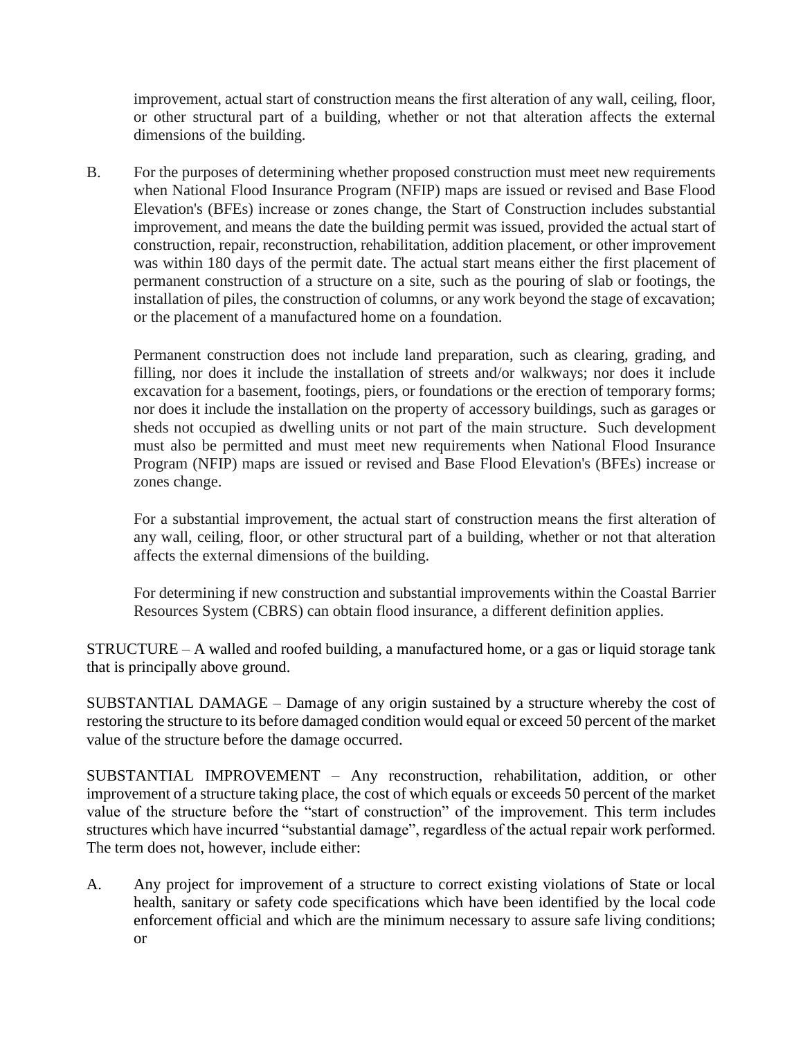improvement, actual start of construction means the first alteration of any wall, ceiling, floor, or other structural part of a building, whether or not that alteration affects the external dimensions of the building.

B. For the purposes of determining whether proposed construction must meet new requirements when National Flood Insurance Program (NFIP) maps are issued or revised and Base Flood Elevation's (BFEs) increase or zones change, the Start of Construction includes substantial improvement, and means the date the building permit was issued, provided the actual start of construction, repair, reconstruction, rehabilitation, addition placement, or other improvement was within 180 days of the permit date. The actual start means either the first placement of permanent construction of a structure on a site, such as the pouring of slab or footings, the installation of piles, the construction of columns, or any work beyond the stage of excavation; or the placement of a manufactured home on a foundation.

   Permanent construction does not include land preparation, such as clearing, grading, and filling, nor does it include the installation of streets and/or walkways; nor does it include excavation for a basement, footings, piers, or foundations or the erection of temporary forms; nor does it include the installation on the property of accessory buildings, such as garages or sheds not occupied as dwelling units or not part of the main structure. Such development must also be permitted and must meet new requirements when National Flood Insurance Program (NFIP) maps are issued or revised and Base Flood Elevation's (BFEs) increase or zones change.

   For a substantial improvement, the actual start of construction means the first alteration of any wall, ceiling, floor, or other structural part of a building, whether or not that alteration affects the external dimensions of the building.

   For determining if new construction and substantial improvements within the Coastal Barrier Resources System (CBRS) can obtain flood insurance, a different definition applies.

STRUCTURE – A walled and roofed building, a manufactured home, or a gas or liquid storage tank that is principally above ground.

SUBSTANTIAL DAMAGE – Damage of any origin sustained by a structure whereby the cost of restoring the structure to its before damaged condition would equal or exceed 50 percent of the market value of the structure before the damage occurred.

SUBSTANTIAL IMPROVEMENT – Any reconstruction, rehabilitation, addition, or other improvement of a structure taking place, the cost of which equals or exceeds 50 percent of the market value of the structure before the "start of construction" of the improvement. This term includes structures which have incurred "substantial damage", regardless of the actual repair work performed. The term does not, however, include either:

A. Any project for improvement of a structure to correct existing violations of State or local health, sanitary or safety code specifications which have been identified by the local code enforcement official and which are the minimum necessary to assure safe living conditions; or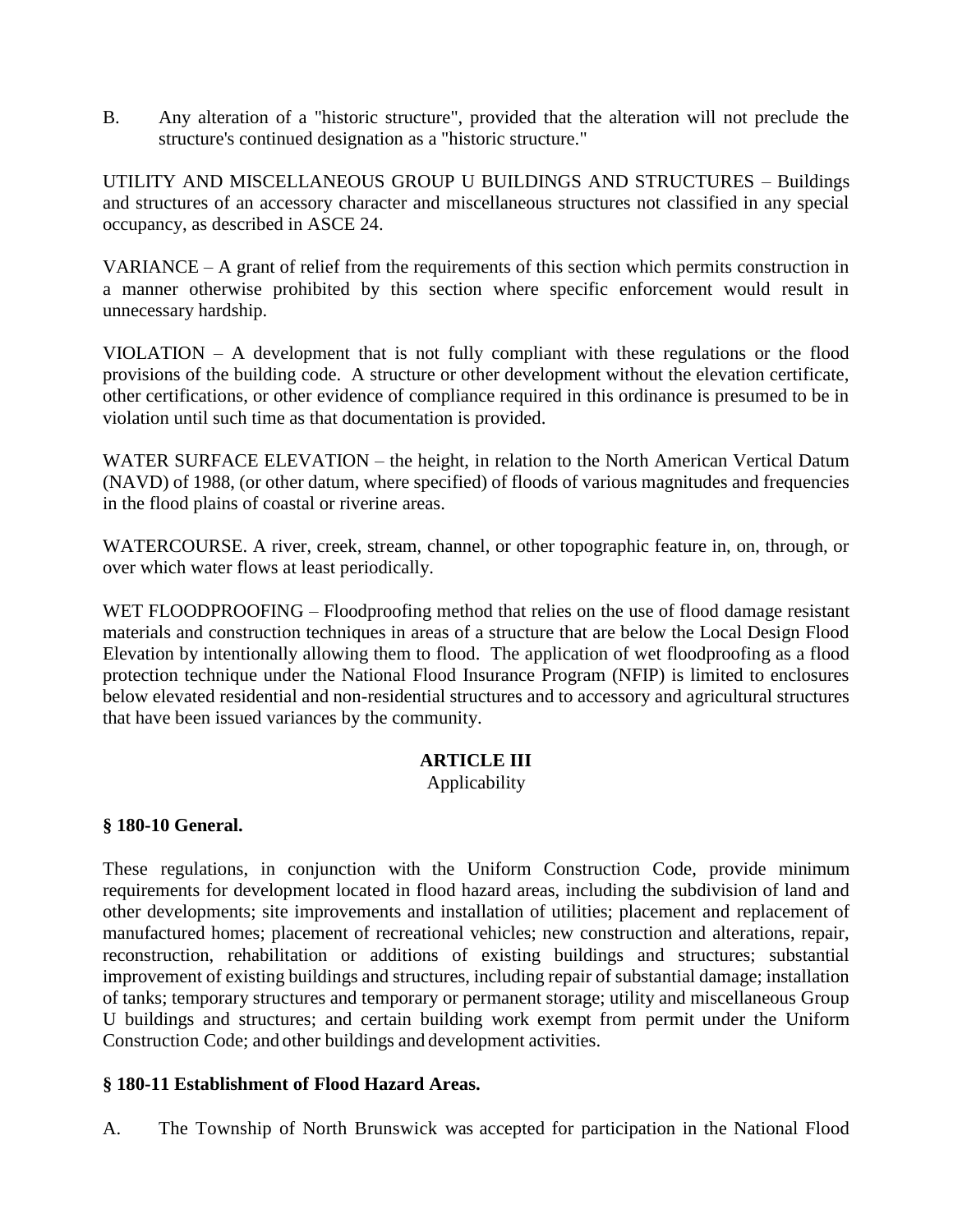B. Any alteration of a "historic structure", provided that the alteration will not preclude the structure's continued designation as a "historic structure."

UTILITY AND MISCELLANEOUS GROUP U BUILDINGS AND STRUCTURES – Buildings and structures of an accessory character and miscellaneous structures not classified in any special occupancy, as described in ASCE 24.

VARIANCE – A grant of relief from the requirements of this section which permits construction in a manner otherwise prohibited by this section where specific enforcement would result in unnecessary hardship.

VIOLATION – A development that is not fully compliant with these regulations or the flood provisions of the building code. A structure or other development without the elevation certificate, other certifications, or other evidence of compliance required in this ordinance is presumed to be in violation until such time as that documentation is provided.

WATER SURFACE ELEVATION – the height, in relation to the North American Vertical Datum (NAVD) of 1988, (or other datum, where specified) of floods of various magnitudes and frequencies in the flood plains of coastal or riverine areas.

WATERCOURSE. A river, creek, stream, channel, or other topographic feature in, on, through, or over which water flows at least periodically.

WET FLOODPROOFING – Floodproofing method that relies on the use of flood damage resistant materials and construction techniques in areas of a structure that are below the Local Design Flood Elevation by intentionally allowing them to flood. The application of wet floodproofing as a flood protection technique under the National Flood Insurance Program (NFIP) is limited to enclosures below elevated residential and non-residential structures and to accessory and agricultural structures that have been issued variances by the community.

## ARTICLE III
Applicability

### § 180-10 General.

These regulations, in conjunction with the Uniform Construction Code, provide minimum requirements for development located in flood hazard areas, including the subdivision of land and other developments; site improvements and installation of utilities; placement and replacement of manufactured homes; placement of recreational vehicles; new construction and alterations, repair, reconstruction, rehabilitation or additions of existing buildings and structures; substantial improvement of existing buildings and structures, including repair of substantial damage; installation of tanks; temporary structures and temporary or permanent storage; utility and miscellaneous Group U buildings and structures; and certain building work exempt from permit under the Uniform Construction Code; and other buildings and development activities.

### § 180-11 Establishment of Flood Hazard Areas.

A. The Township of North Brunswick was accepted for participation in the National Flood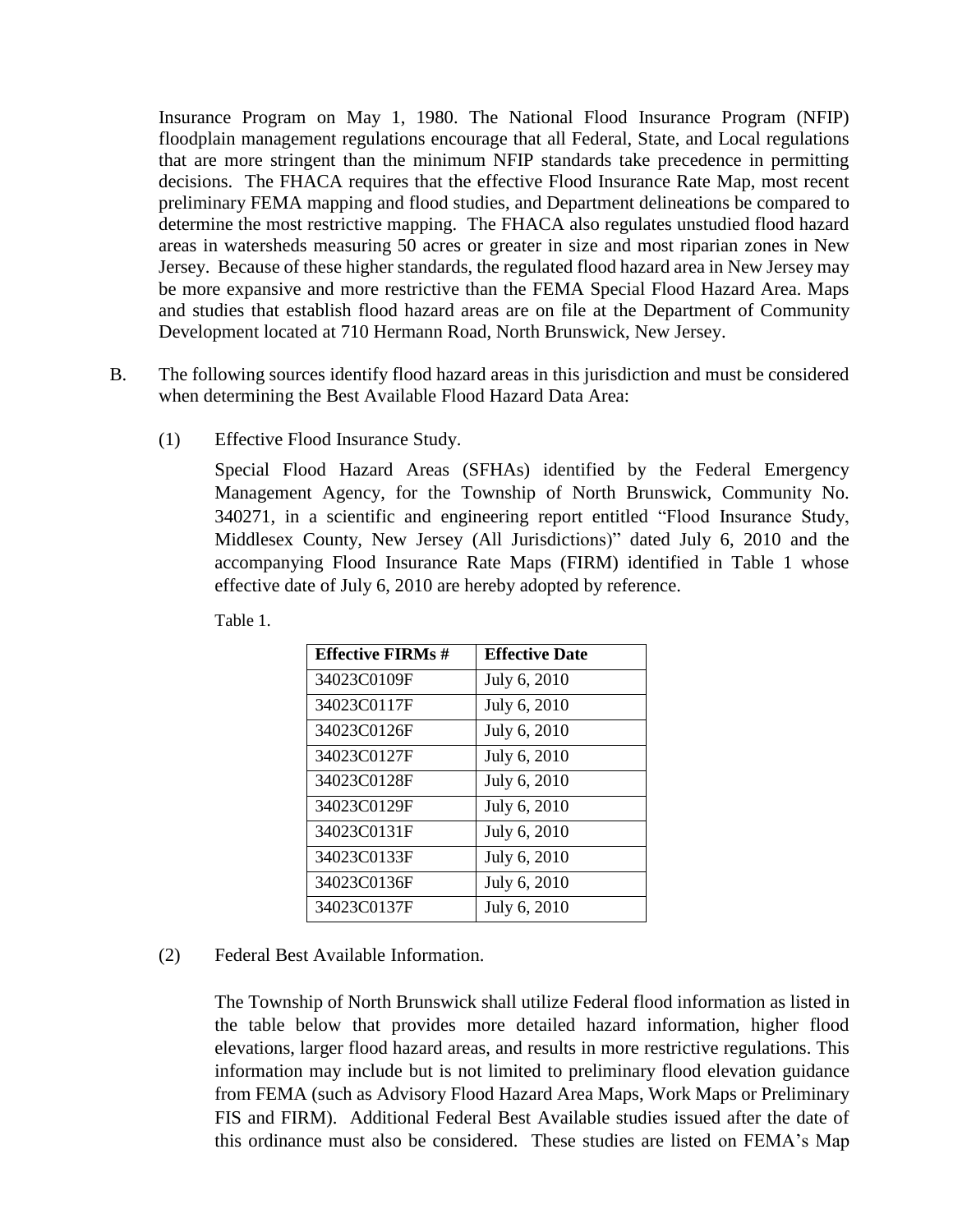Insurance Program on May 1, 1980. The National Flood Insurance Program (NFIP) floodplain management regulations encourage that all Federal, State, and Local regulations that are more stringent than the minimum NFIP standards take precedence in permitting decisions. The FHACA requires that the effective Flood Insurance Rate Map, most recent preliminary FEMA mapping and flood studies, and Department delineations be compared to determine the most restrictive mapping. The FHACA also regulates unstudied flood hazard areas in watersheds measuring 50 acres or greater in size and most riparian zones in New Jersey. Because of these higher standards, the regulated flood hazard area in New Jersey may be more expansive and more restrictive than the FEMA Special Flood Hazard Area. Maps and studies that establish flood hazard areas are on file at the Department of Community Development located at 710 Hermann Road, North Brunswick, New Jersey.

B. The following sources identify flood hazard areas in this jurisdiction and must be considered when determining the Best Available Flood Hazard Data Area:

(1) Effective Flood Insurance Study.

Special Flood Hazard Areas (SFHAs) identified by the Federal Emergency Management Agency, for the Township of North Brunswick, Community No. 340271, in a scientific and engineering report entitled "Flood Insurance Study, Middlesex County, New Jersey (All Jurisdictions)" dated July 6, 2010 and the accompanying Flood Insurance Rate Maps (FIRM) identified in Table 1 whose effective date of July 6, 2010 are hereby adopted by reference.

Table 1.

| Effective FIRMs # | Effective Date |
|---|---|
| 34023C0109F | July 6, 2010 |
| 34023C0117F | July 6, 2010 |
| 34023C0126F | July 6, 2010 |
| 34023C0127F | July 6, 2010 |
| 34023C0128F | July 6, 2010 |
| 34023C0129F | July 6, 2010 |
| 34023C0131F | July 6, 2010 |
| 34023C0133F | July 6, 2010 |
| 34023C0136F | July 6, 2010 |
| 34023C0137F | July 6, 2010 |

(2) Federal Best Available Information.

The Township of North Brunswick shall utilize Federal flood information as listed in the table below that provides more detailed hazard information, higher flood elevations, larger flood hazard areas, and results in more restrictive regulations. This information may include but is not limited to preliminary flood elevation guidance from FEMA (such as Advisory Flood Hazard Area Maps, Work Maps or Preliminary FIS and FIRM). Additional Federal Best Available studies issued after the date of this ordinance must also be considered. These studies are listed on FEMA's Map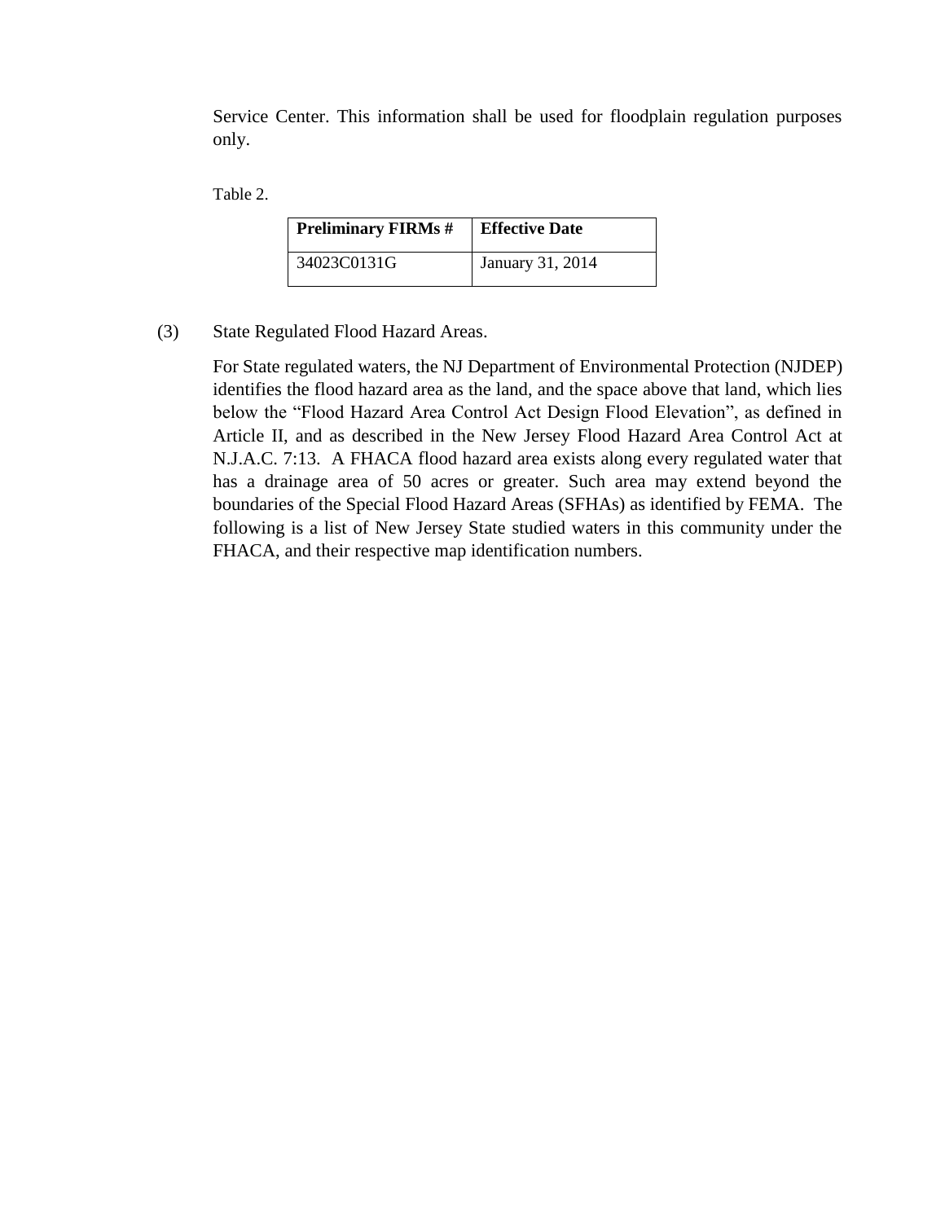Service Center. This information shall be used for floodplain regulation purposes only.

Table 2.

| Preliminary FIRMs # | Effective Date |
|---|---|
| 34023C0131G | January 31, 2014 |

(3) State Regulated Flood Hazard Areas.

For State regulated waters, the NJ Department of Environmental Protection (NJDEP) identifies the flood hazard area as the land, and the space above that land, which lies below the "Flood Hazard Area Control Act Design Flood Elevation", as defined in Article II, and as described in the New Jersey Flood Hazard Area Control Act at N.J.A.C. 7:13. A FHACA flood hazard area exists along every regulated water that has a drainage area of 50 acres or greater. Such area may extend beyond the boundaries of the Special Flood Hazard Areas (SFHAs) as identified by FEMA. The following is a list of New Jersey State studied waters in this community under the FHACA, and their respective map identification numbers.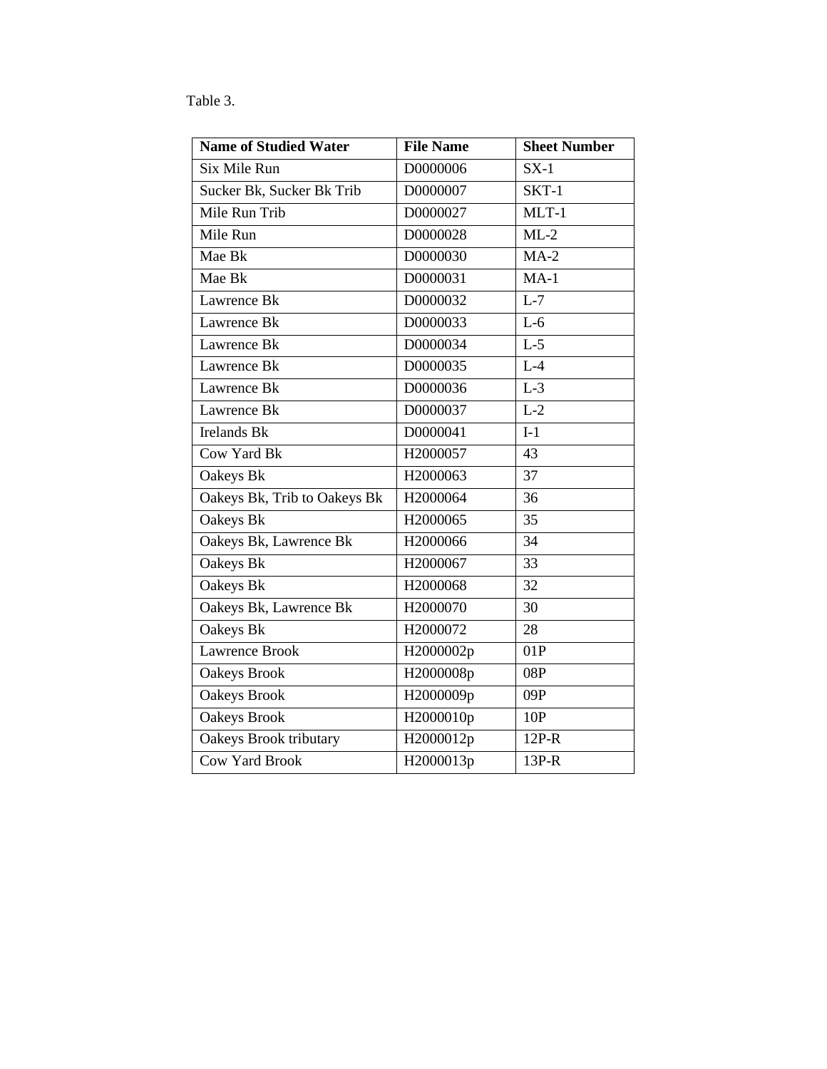Table 3.

| Name of Studied Water | File Name | Sheet Number |
| --- | --- | --- |
| Six Mile Run | D0000006 | SX-1 |
| Sucker Bk, Sucker Bk Trib | D0000007 | SKT-1 |
| Mile Run Trib | D0000027 | MLT-1 |
| Mile Run | D0000028 | ML-2 |
| Mae Bk | D0000030 | MA-2 |
| Mae Bk | D0000031 | MA-1 |
| Lawrence Bk | D0000032 | L-7 |
| Lawrence Bk | D0000033 | L-6 |
| Lawrence Bk | D0000034 | L-5 |
| Lawrence Bk | D0000035 | L-4 |
| Lawrence Bk | D0000036 | L-3 |
| Lawrence Bk | D0000037 | L-2 |
| Irelands Bk | D0000041 | I-1 |
| Cow Yard Bk | H2000057 | 43 |
| Oakeys Bk | H2000063 | 37 |
| Oakeys Bk, Trib to Oakeys Bk | H2000064 | 36 |
| Oakeys Bk | H2000065 | 35 |
| Oakeys Bk, Lawrence Bk | H2000066 | 34 |
| Oakeys Bk | H2000067 | 33 |
| Oakeys Bk | H2000068 | 32 |
| Oakeys Bk, Lawrence Bk | H2000070 | 30 |
| Oakeys Bk | H2000072 | 28 |
| Lawrence Brook | H2000002p | 01P |
| Oakeys Brook | H2000008p | 08P |
| Oakeys Brook | H2000009p | 09P |
| Oakeys Brook | H2000010p | 10P |
| Oakeys Brook tributary | H2000012p | 12P-R |
| Cow Yard Brook | H2000013p | 13P-R |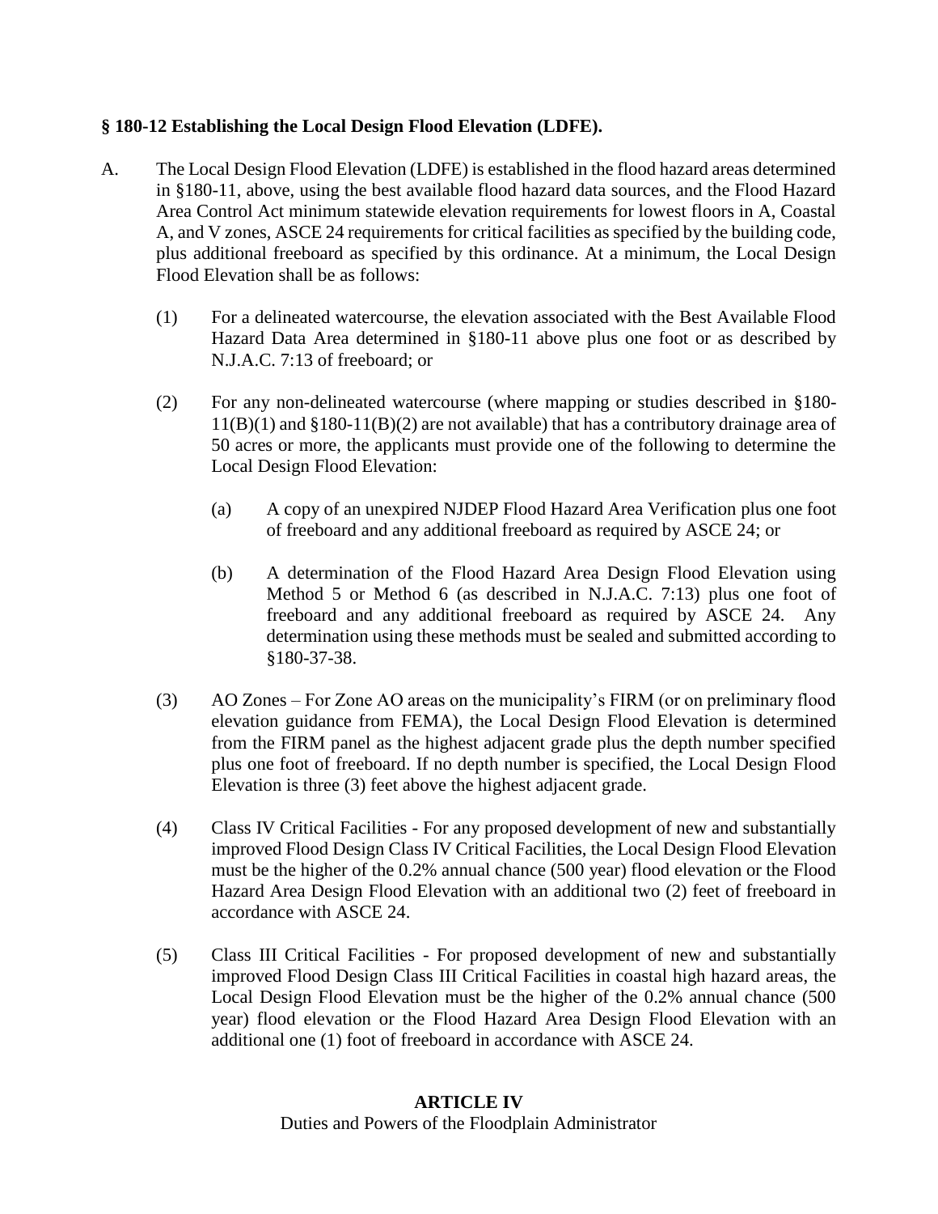### § 180-12 Establishing the Local Design Flood Elevation (LDFE).

A. The Local Design Flood Elevation (LDFE) is established in the flood hazard areas determined in §180-11, above, using the best available flood hazard data sources, and the Flood Hazard Area Control Act minimum statewide elevation requirements for lowest floors in A, Coastal A, and V zones, ASCE 24 requirements for critical facilities as specified by the building code, plus additional freeboard as specified by this ordinance. At a minimum, the Local Design Flood Elevation shall be as follows:

(1) For a delineated watercourse, the elevation associated with the Best Available Flood Hazard Data Area determined in §180-11 above plus one foot or as described by N.J.A.C. 7:13 of freeboard; or

(2) For any non-delineated watercourse (where mapping or studies described in §180-11(B)(1) and §180-11(B)(2) are not available) that has a contributory drainage area of 50 acres or more, the applicants must provide one of the following to determine the Local Design Flood Elevation:

(a) A copy of an unexpired NJDEP Flood Hazard Area Verification plus one foot of freeboard and any additional freeboard as required by ASCE 24; or

(b) A determination of the Flood Hazard Area Design Flood Elevation using Method 5 or Method 6 (as described in N.J.A.C. 7:13) plus one foot of freeboard and any additional freeboard as required by ASCE 24. Any determination using these methods must be sealed and submitted according to §180-37-38.

(3) AO Zones – For Zone AO areas on the municipality's FIRM (or on preliminary flood elevation guidance from FEMA), the Local Design Flood Elevation is determined from the FIRM panel as the highest adjacent grade plus the depth number specified plus one foot of freeboard. If no depth number is specified, the Local Design Flood Elevation is three (3) feet above the highest adjacent grade.

(4) Class IV Critical Facilities - For any proposed development of new and substantially improved Flood Design Class IV Critical Facilities, the Local Design Flood Elevation must be the higher of the 0.2% annual chance (500 year) flood elevation or the Flood Hazard Area Design Flood Elevation with an additional two (2) feet of freeboard in accordance with ASCE 24.

(5) Class III Critical Facilities - For proposed development of new and substantially improved Flood Design Class III Critical Facilities in coastal high hazard areas, the Local Design Flood Elevation must be the higher of the 0.2% annual chance (500 year) flood elevation or the Flood Hazard Area Design Flood Elevation with an additional one (1) foot of freeboard in accordance with ASCE 24.

## ARTICLE IV

Duties and Powers of the Floodplain Administrator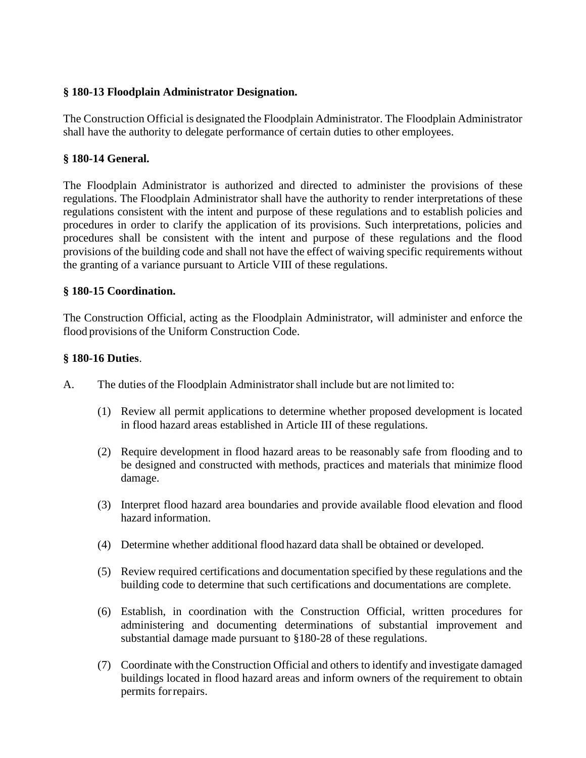**§ 180-13 Floodplain Administrator Designation.**

The Construction Official is designated the Floodplain Administrator. The Floodplain Administrator shall have the authority to delegate performance of certain duties to other employees.

**§ 180-14 General.**

The Floodplain Administrator is authorized and directed to administer the provisions of these regulations. The Floodplain Administrator shall have the authority to render interpretations of these regulations consistent with the intent and purpose of these regulations and to establish policies and procedures in order to clarify the application of its provisions. Such interpretations, policies and procedures shall be consistent with the intent and purpose of these regulations and the flood provisions of the building code and shall not have the effect of waiving specific requirements without the granting of a variance pursuant to Article VIII of these regulations.

**§ 180-15 Coordination.**

The Construction Official, acting as the Floodplain Administrator, will administer and enforce the flood provisions of the Uniform Construction Code.

**§ 180-16 Duties**.

A. The duties of the Floodplain Administrator shall include but are not limited to:

(1) Review all permit applications to determine whether proposed development is located in flood hazard areas established in Article III of these regulations.

(2) Require development in flood hazard areas to be reasonably safe from flooding and to be designed and constructed with methods, practices and materials that minimize flood damage.

(3) Interpret flood hazard area boundaries and provide available flood elevation and flood hazard information.

(4) Determine whether additional flood hazard data shall be obtained or developed.

(5) Review required certifications and documentation specified by these regulations and the building code to determine that such certifications and documentations are complete.

(6) Establish, in coordination with the Construction Official, written procedures for administering and documenting determinations of substantial improvement and substantial damage made pursuant to §180-28 of these regulations.

(7) Coordinate with the Construction Official and others to identify and investigate damaged buildings located in flood hazard areas and inform owners of the requirement to obtain permits for repairs.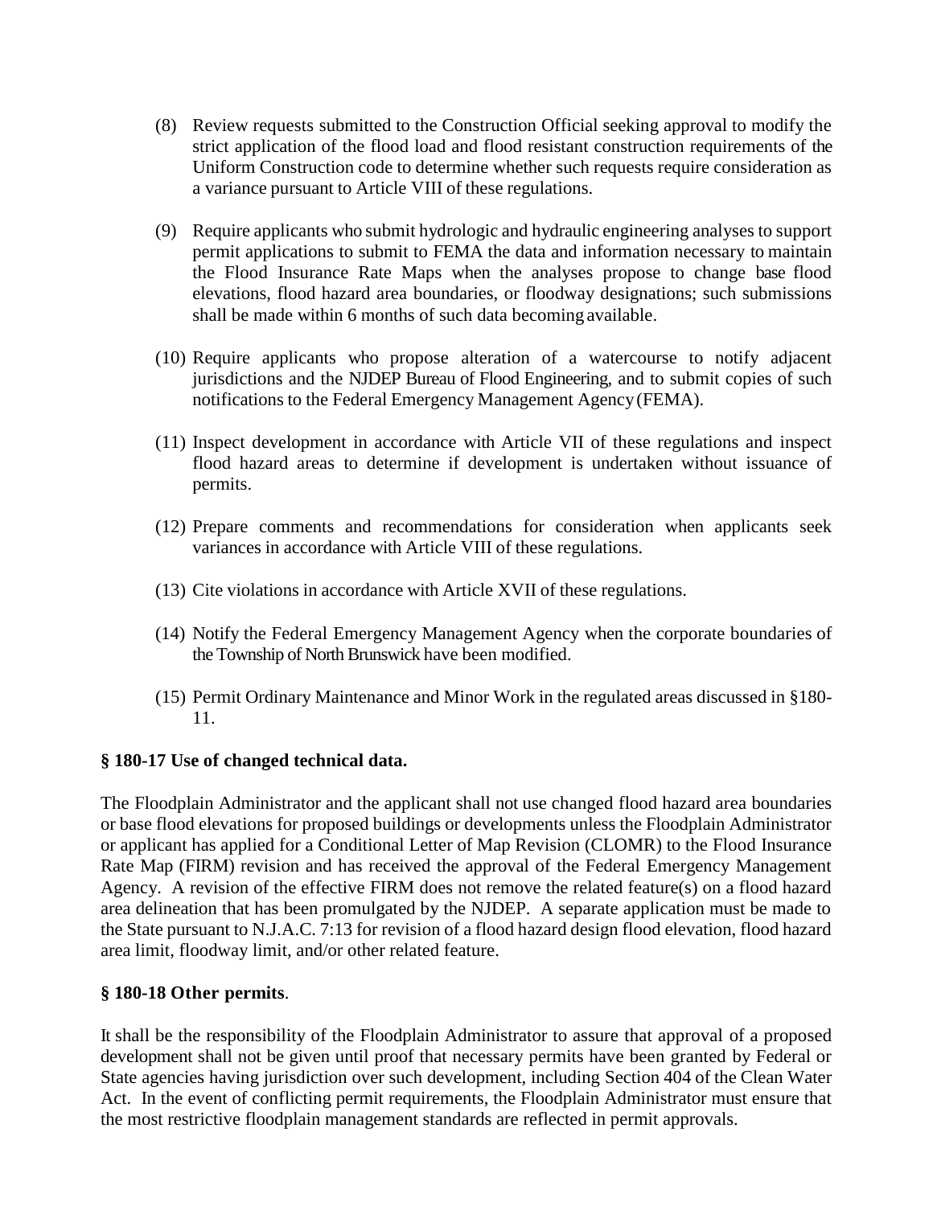(8) Review requests submitted to the Construction Official seeking approval to modify the strict application of the flood load and flood resistant construction requirements of the Uniform Construction code to determine whether such requests require consideration as a variance pursuant to Article VIII of these regulations.

(9) Require applicants who submit hydrologic and hydraulic engineering analyses to support permit applications to submit to FEMA the data and information necessary to maintain the Flood Insurance Rate Maps when the analyses propose to change base flood elevations, flood hazard area boundaries, or floodway designations; such submissions shall be made within 6 months of such data becoming available.

(10) Require applicants who propose alteration of a watercourse to notify adjacent jurisdictions and the NJDEP Bureau of Flood Engineering, and to submit copies of such notifications to the Federal Emergency Management Agency (FEMA).

(11) Inspect development in accordance with Article VII of these regulations and inspect flood hazard areas to determine if development is undertaken without issuance of permits.

(12) Prepare comments and recommendations for consideration when applicants seek variances in accordance with Article VIII of these regulations.

(13) Cite violations in accordance with Article XVII of these regulations.

(14) Notify the Federal Emergency Management Agency when the corporate boundaries of the Township of North Brunswick have been modified.

(15) Permit Ordinary Maintenance and Minor Work in the regulated areas discussed in §180-11.

**§ 180-17 Use of changed technical data.**

The Floodplain Administrator and the applicant shall not use changed flood hazard area boundaries or base flood elevations for proposed buildings or developments unless the Floodplain Administrator or applicant has applied for a Conditional Letter of Map Revision (CLOMR) to the Flood Insurance Rate Map (FIRM) revision and has received the approval of the Federal Emergency Management Agency. A revision of the effective FIRM does not remove the related feature(s) on a flood hazard area delineation that has been promulgated by the NJDEP. A separate application must be made to the State pursuant to N.J.A.C. 7:13 for revision of a flood hazard design flood elevation, flood hazard area limit, floodway limit, and/or other related feature.

**§ 180-18 Other permits**.

It shall be the responsibility of the Floodplain Administrator to assure that approval of a proposed development shall not be given until proof that necessary permits have been granted by Federal or State agencies having jurisdiction over such development, including Section 404 of the Clean Water Act. In the event of conflicting permit requirements, the Floodplain Administrator must ensure that the most restrictive floodplain management standards are reflected in permit approvals.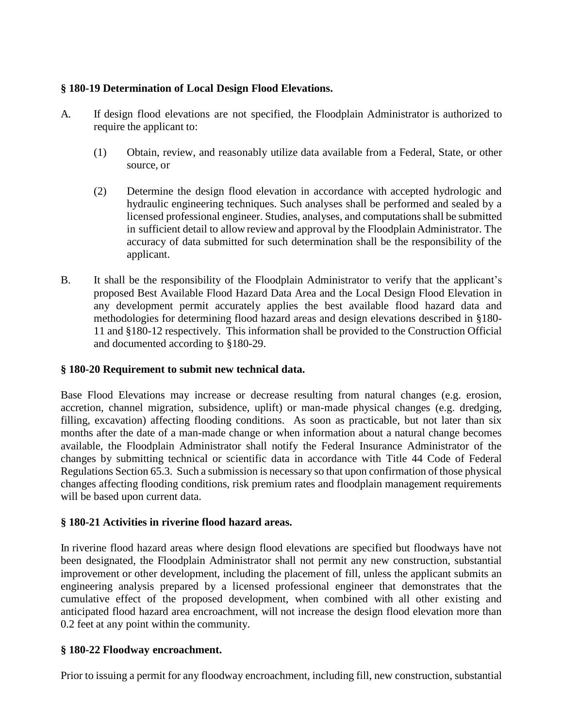### § 180-19 Determination of Local Design Flood Elevations.

A. If design flood elevations are not specified, the Floodplain Administrator is authorized to require the applicant to:

   (1) Obtain, review, and reasonably utilize data available from a Federal, State, or other source, or

   (2) Determine the design flood elevation in accordance with accepted hydrologic and hydraulic engineering techniques. Such analyses shall be performed and sealed by a licensed professional engineer. Studies, analyses, and computations shall be submitted in sufficient detail to allow review and approval by the Floodplain Administrator. The accuracy of data submitted for such determination shall be the responsibility of the applicant.

B. It shall be the responsibility of the Floodplain Administrator to verify that the applicant's proposed Best Available Flood Hazard Data Area and the Local Design Flood Elevation in any development permit accurately applies the best available flood hazard data and methodologies for determining flood hazard areas and design elevations described in §180-11 and §180-12 respectively. This information shall be provided to the Construction Official and documented according to §180-29.

### § 180-20 Requirement to submit new technical data.

Base Flood Elevations may increase or decrease resulting from natural changes (e.g. erosion, accretion, channel migration, subsidence, uplift) or man-made physical changes (e.g. dredging, filling, excavation) affecting flooding conditions. As soon as practicable, but not later than six months after the date of a man-made change or when information about a natural change becomes available, the Floodplain Administrator shall notify the Federal Insurance Administrator of the changes by submitting technical or scientific data in accordance with Title 44 Code of Federal Regulations Section 65.3. Such a submission is necessary so that upon confirmation of those physical changes affecting flooding conditions, risk premium rates and floodplain management requirements will be based upon current data.

### § 180-21 Activities in riverine flood hazard areas.

In riverine flood hazard areas where design flood elevations are specified but floodways have not been designated, the Floodplain Administrator shall not permit any new construction, substantial improvement or other development, including the placement of fill, unless the applicant submits an engineering analysis prepared by a licensed professional engineer that demonstrates that the cumulative effect of the proposed development, when combined with all other existing and anticipated flood hazard area encroachment, will not increase the design flood elevation more than 0.2 feet at any point within the community.

### § 180-22 Floodway encroachment.

Prior to issuing a permit for any floodway encroachment, including fill, new construction, substantial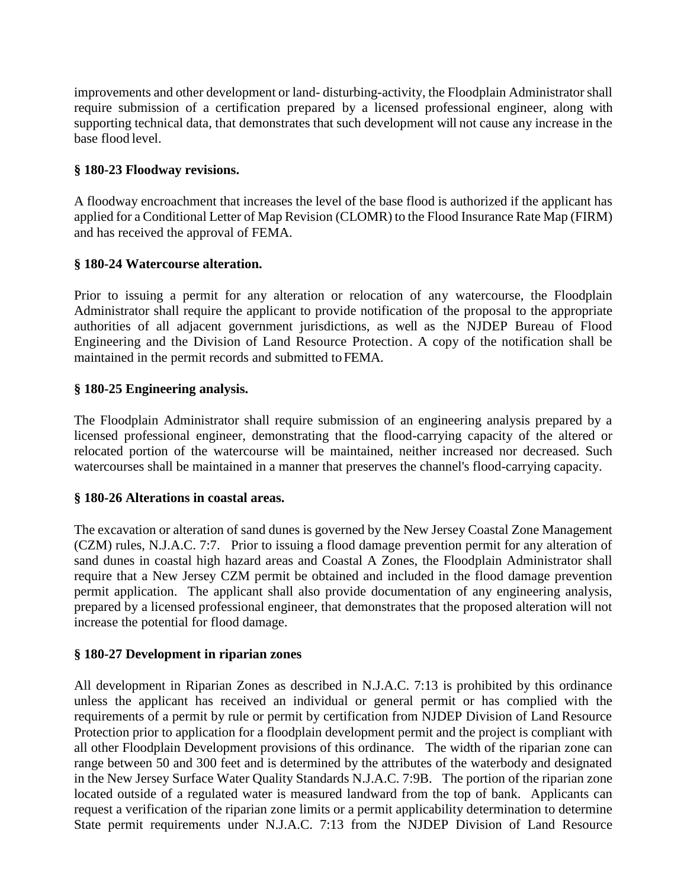improvements and other development or land- disturbing-activity, the Floodplain Administrator shall require submission of a certification prepared by a licensed professional engineer, along with supporting technical data, that demonstrates that such development will not cause any increase in the base flood level.

**§ 180-23 Floodway revisions.**

A floodway encroachment that increases the level of the base flood is authorized if the applicant has applied for a Conditional Letter of Map Revision (CLOMR) to the Flood Insurance Rate Map (FIRM) and has received the approval of FEMA.

**§ 180-24 Watercourse alteration.**

Prior to issuing a permit for any alteration or relocation of any watercourse, the Floodplain Administrator shall require the applicant to provide notification of the proposal to the appropriate authorities of all adjacent government jurisdictions, as well as the NJDEP Bureau of Flood Engineering and the Division of Land Resource Protection. A copy of the notification shall be maintained in the permit records and submitted to FEMA.

**§ 180-25 Engineering analysis.**

The Floodplain Administrator shall require submission of an engineering analysis prepared by a licensed professional engineer, demonstrating that the flood-carrying capacity of the altered or relocated portion of the watercourse will be maintained, neither increased nor decreased. Such watercourses shall be maintained in a manner that preserves the channel's flood-carrying capacity.

**§ 180-26 Alterations in coastal areas.**

The excavation or alteration of sand dunes is governed by the New Jersey Coastal Zone Management (CZM) rules, N.J.A.C. 7:7. Prior to issuing a flood damage prevention permit for any alteration of sand dunes in coastal high hazard areas and Coastal A Zones, the Floodplain Administrator shall require that a New Jersey CZM permit be obtained and included in the flood damage prevention permit application. The applicant shall also provide documentation of any engineering analysis, prepared by a licensed professional engineer, that demonstrates that the proposed alteration will not increase the potential for flood damage.

**§ 180-27 Development in riparian zones**

All development in Riparian Zones as described in N.J.A.C. 7:13 is prohibited by this ordinance unless the applicant has received an individual or general permit or has complied with the requirements of a permit by rule or permit by certification from NJDEP Division of Land Resource Protection prior to application for a floodplain development permit and the project is compliant with all other Floodplain Development provisions of this ordinance. The width of the riparian zone can range between 50 and 300 feet and is determined by the attributes of the waterbody and designated in the New Jersey Surface Water Quality Standards N.J.A.C. 7:9B. The portion of the riparian zone located outside of a regulated water is measured landward from the top of bank. Applicants can request a verification of the riparian zone limits or a permit applicability determination to determine State permit requirements under N.J.A.C. 7:13 from the NJDEP Division of Land Resource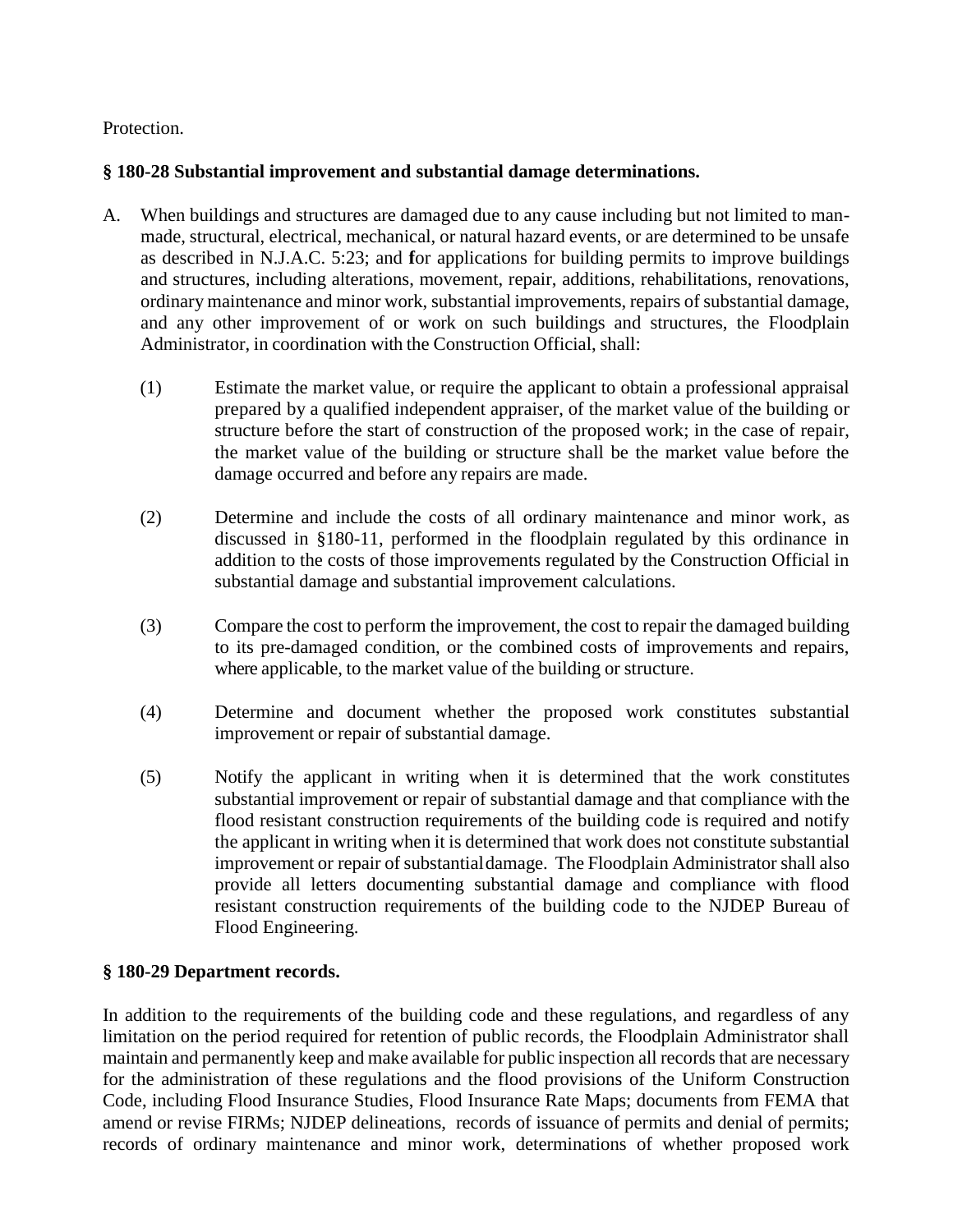Protection.

**§ 180-28 Substantial improvement and substantial damage determinations.**

A. When buildings and structures are damaged due to any cause including but not limited to man-made, structural, electrical, mechanical, or natural hazard events, or are determined to be unsafe as described in N.J.A.C. 5:23; and **f**or applications for building permits to improve buildings and structures, including alterations, movement, repair, additions, rehabilitations, renovations, ordinary maintenance and minor work, substantial improvements, repairs of substantial damage, and any other improvement of or work on such buildings and structures, the Floodplain Administrator, in coordination with the Construction Official, shall:

   (1) Estimate the market value, or require the applicant to obtain a professional appraisal prepared by a qualified independent appraiser, of the market value of the building or structure before the start of construction of the proposed work; in the case of repair, the market value of the building or structure shall be the market value before the damage occurred and before any repairs are made.

   (2) Determine and include the costs of all ordinary maintenance and minor work, as discussed in §180-11, performed in the floodplain regulated by this ordinance in addition to the costs of those improvements regulated by the Construction Official in substantial damage and substantial improvement calculations.

   (3) Compare the cost to perform the improvement, the cost to repair the damaged building to its pre-damaged condition, or the combined costs of improvements and repairs, where applicable, to the market value of the building or structure.

   (4) Determine and document whether the proposed work constitutes substantial improvement or repair of substantial damage.

   (5) Notify the applicant in writing when it is determined that the work constitutes substantial improvement or repair of substantial damage and that compliance with the flood resistant construction requirements of the building code is required and notify the applicant in writing when it is determined that work does not constitute substantial improvement or repair of substantial damage. The Floodplain Administrator shall also provide all letters documenting substantial damage and compliance with flood resistant construction requirements of the building code to the NJDEP Bureau of Flood Engineering.

**§ 180-29 Department records.**

In addition to the requirements of the building code and these regulations, and regardless of any limitation on the period required for retention of public records, the Floodplain Administrator shall maintain and permanently keep and make available for public inspection all records that are necessary for the administration of these regulations and the flood provisions of the Uniform Construction Code, including Flood Insurance Studies, Flood Insurance Rate Maps; documents from FEMA that amend or revise FIRMs; NJDEP delineations, records of issuance of permits and denial of permits; records of ordinary maintenance and minor work, determinations of whether proposed work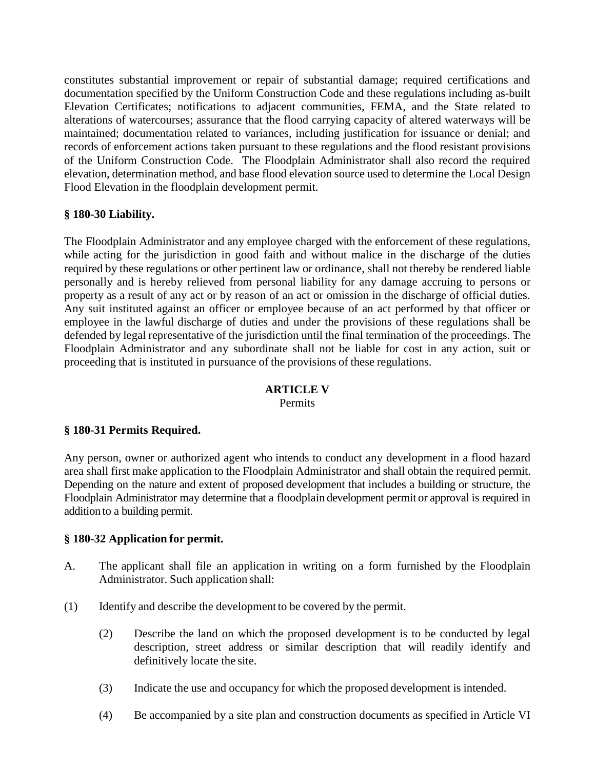constitutes substantial improvement or repair of substantial damage; required certifications and documentation specified by the Uniform Construction Code and these regulations including as-built Elevation Certificates; notifications to adjacent communities, FEMA, and the State related to alterations of watercourses; assurance that the flood carrying capacity of altered waterways will be maintained; documentation related to variances, including justification for issuance or denial; and records of enforcement actions taken pursuant to these regulations and the flood resistant provisions of the Uniform Construction Code. The Floodplain Administrator shall also record the required elevation, determination method, and base flood elevation source used to determine the Local Design Flood Elevation in the floodplain development permit.

**§ 180-30 Liability.**

The Floodplain Administrator and any employee charged with the enforcement of these regulations, while acting for the jurisdiction in good faith and without malice in the discharge of the duties required by these regulations or other pertinent law or ordinance, shall not thereby be rendered liable personally and is hereby relieved from personal liability for any damage accruing to persons or property as a result of any act or by reason of an act or omission in the discharge of official duties. Any suit instituted against an officer or employee because of an act performed by that officer or employee in the lawful discharge of duties and under the provisions of these regulations shall be defended by legal representative of the jurisdiction until the final termination of the proceedings. The Floodplain Administrator and any subordinate shall not be liable for cost in any action, suit or proceeding that is instituted in pursuance of the provisions of these regulations.

## ARTICLE V
Permits

**§ 180-31 Permits Required.**

Any person, owner or authorized agent who intends to conduct any development in a flood hazard area shall first make application to the Floodplain Administrator and shall obtain the required permit. Depending on the nature and extent of proposed development that includes a building or structure, the Floodplain Administrator may determine that a floodplain development permit or approval is required in addition to a building permit.

**§ 180-32 Application for permit.**

A. The applicant shall file an application in writing on a form furnished by the Floodplain Administrator. Such application shall:

(1) Identify and describe the development to be covered by the permit.

(2) Describe the land on which the proposed development is to be conducted by legal description, street address or similar description that will readily identify and definitively locate the site.

(3) Indicate the use and occupancy for which the proposed development is intended.

(4) Be accompanied by a site plan and construction documents as specified in Article VI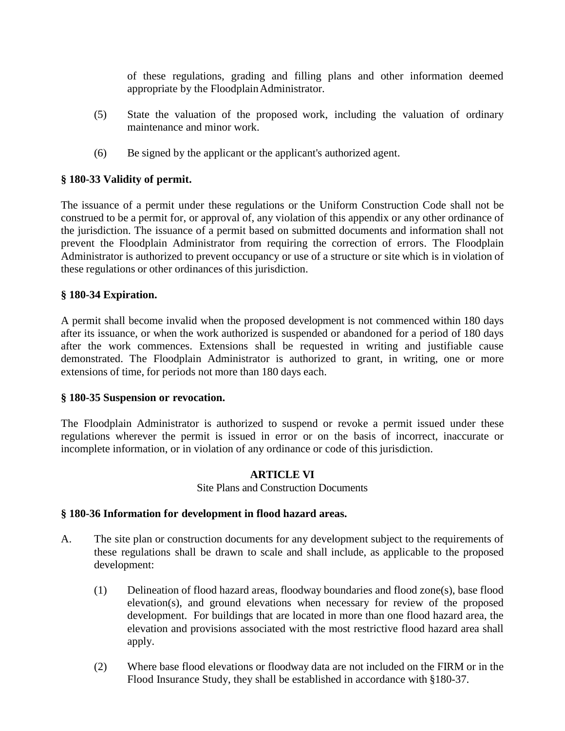of these regulations, grading and filling plans and other information deemed appropriate by the Floodplain Administrator.

(5) State the valuation of the proposed work, including the valuation of ordinary maintenance and minor work.

(6) Be signed by the applicant or the applicant's authorized agent.

### § 180-33 Validity of permit.

The issuance of a permit under these regulations or the Uniform Construction Code shall not be construed to be a permit for, or approval of, any violation of this appendix or any other ordinance of the jurisdiction. The issuance of a permit based on submitted documents and information shall not prevent the Floodplain Administrator from requiring the correction of errors. The Floodplain Administrator is authorized to prevent occupancy or use of a structure or site which is in violation of these regulations or other ordinances of this jurisdiction.

### § 180-34 Expiration.

A permit shall become invalid when the proposed development is not commenced within 180 days after its issuance, or when the work authorized is suspended or abandoned for a period of 180 days after the work commences. Extensions shall be requested in writing and justifiable cause demonstrated. The Floodplain Administrator is authorized to grant, in writing, one or more extensions of time, for periods not more than 180 days each.

### § 180-35 Suspension or revocation.

The Floodplain Administrator is authorized to suspend or revoke a permit issued under these regulations wherever the permit is issued in error or on the basis of incorrect, inaccurate or incomplete information, or in violation of any ordinance or code of this jurisdiction.

## ARTICLE VI
Site Plans and Construction Documents

### § 180-36 Information for development in flood hazard areas.

A. The site plan or construction documents for any development subject to the requirements of these regulations shall be drawn to scale and shall include, as applicable to the proposed development:

(1) Delineation of flood hazard areas, floodway boundaries and flood zone(s), base flood elevation(s), and ground elevations when necessary for review of the proposed development. For buildings that are located in more than one flood hazard area, the elevation and provisions associated with the most restrictive flood hazard area shall apply.

(2) Where base flood elevations or floodway data are not included on the FIRM or in the Flood Insurance Study, they shall be established in accordance with §180-37.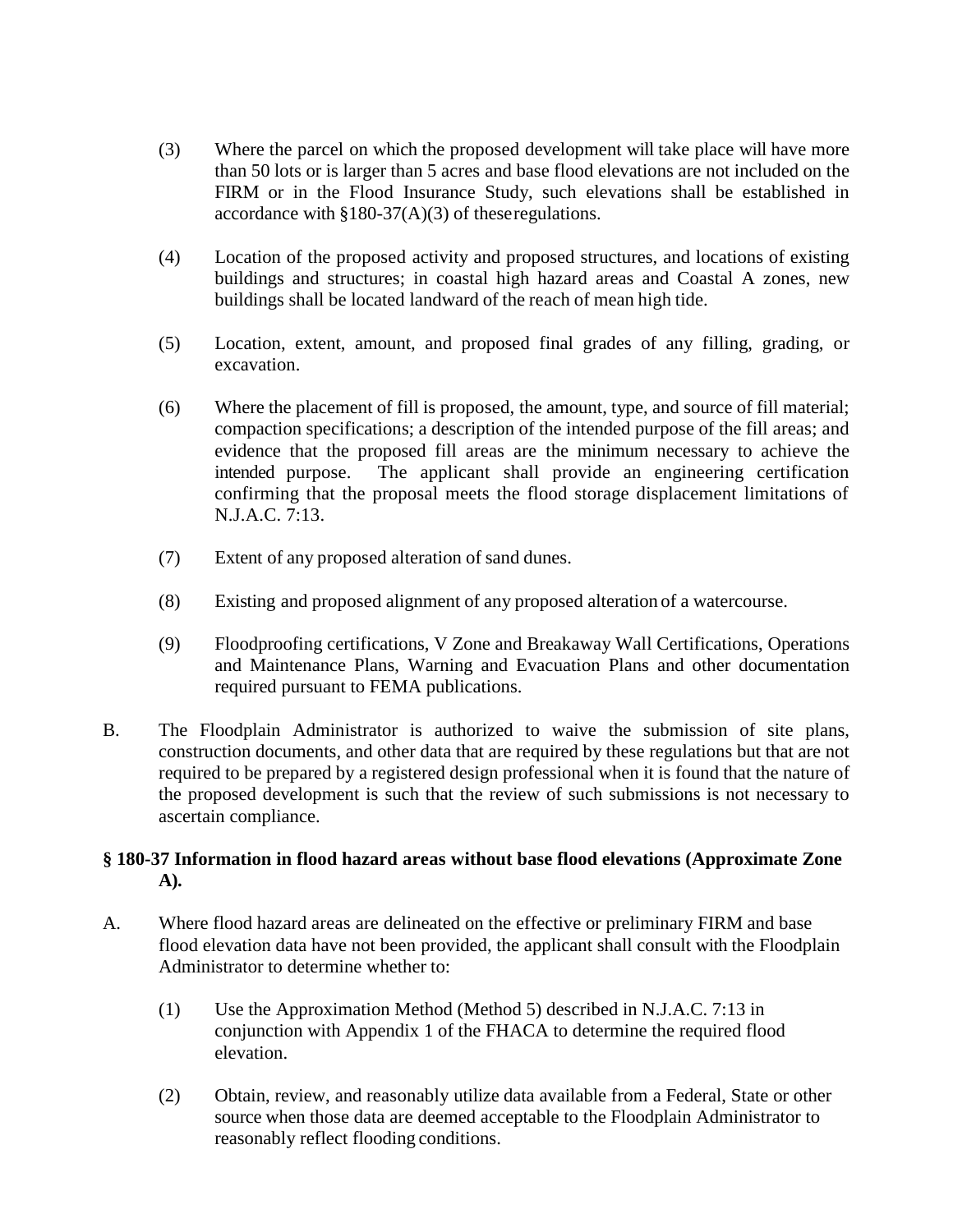(3) Where the parcel on which the proposed development will take place will have more than 50 lots or is larger than 5 acres and base flood elevations are not included on the FIRM or in the Flood Insurance Study, such elevations shall be established in accordance with §180-37(A)(3) of these regulations.

(4) Location of the proposed activity and proposed structures, and locations of existing buildings and structures; in coastal high hazard areas and Coastal A zones, new buildings shall be located landward of the reach of mean high tide.

(5) Location, extent, amount, and proposed final grades of any filling, grading, or excavation.

(6) Where the placement of fill is proposed, the amount, type, and source of fill material; compaction specifications; a description of the intended purpose of the fill areas; and evidence that the proposed fill areas are the minimum necessary to achieve the intended purpose. The applicant shall provide an engineering certification confirming that the proposal meets the flood storage displacement limitations of N.J.A.C. 7:13.

(7) Extent of any proposed alteration of sand dunes.

(8) Existing and proposed alignment of any proposed alteration of a watercourse.

(9) Floodproofing certifications, V Zone and Breakaway Wall Certifications, Operations and Maintenance Plans, Warning and Evacuation Plans and other documentation required pursuant to FEMA publications.

B. The Floodplain Administrator is authorized to waive the submission of site plans, construction documents, and other data that are required by these regulations but that are not required to be prepared by a registered design professional when it is found that the nature of the proposed development is such that the review of such submissions is not necessary to ascertain compliance.

### § 180-37 Information in flood hazard areas without base flood elevations (Approximate Zone A).

A. Where flood hazard areas are delineated on the effective or preliminary FIRM and base flood elevation data have not been provided, the applicant shall consult with the Floodplain Administrator to determine whether to:

(1) Use the Approximation Method (Method 5) described in N.J.A.C. 7:13 in conjunction with Appendix 1 of the FHACA to determine the required flood elevation.

(2) Obtain, review, and reasonably utilize data available from a Federal, State or other source when those data are deemed acceptable to the Floodplain Administrator to reasonably reflect flooding conditions.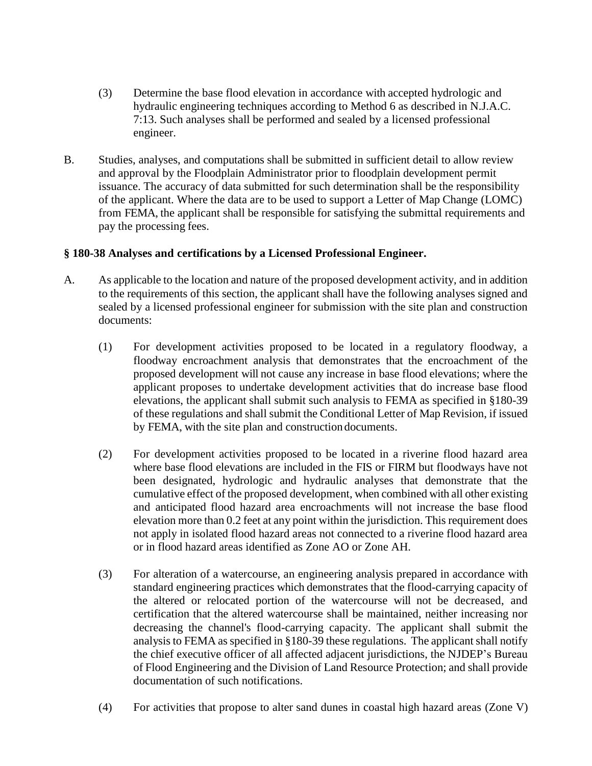(3) Determine the base flood elevation in accordance with accepted hydrologic and hydraulic engineering techniques according to Method 6 as described in N.J.A.C. 7:13. Such analyses shall be performed and sealed by a licensed professional engineer.

B. Studies, analyses, and computations shall be submitted in sufficient detail to allow review and approval by the Floodplain Administrator prior to floodplain development permit issuance. The accuracy of data submitted for such determination shall be the responsibility of the applicant. Where the data are to be used to support a Letter of Map Change (LOMC) from FEMA, the applicant shall be responsible for satisfying the submittal requirements and pay the processing fees.

### § 180-38 Analyses and certifications by a Licensed Professional Engineer.

A. As applicable to the location and nature of the proposed development activity, and in addition to the requirements of this section, the applicant shall have the following analyses signed and sealed by a licensed professional engineer for submission with the site plan and construction documents:

(1) For development activities proposed to be located in a regulatory floodway, a floodway encroachment analysis that demonstrates that the encroachment of the proposed development will not cause any increase in base flood elevations; where the applicant proposes to undertake development activities that do increase base flood elevations, the applicant shall submit such analysis to FEMA as specified in §180-39 of these regulations and shall submit the Conditional Letter of Map Revision, if issued by FEMA, with the site plan and construction documents.

(2) For development activities proposed to be located in a riverine flood hazard area where base flood elevations are included in the FIS or FIRM but floodways have not been designated, hydrologic and hydraulic analyses that demonstrate that the cumulative effect of the proposed development, when combined with all other existing and anticipated flood hazard area encroachments will not increase the base flood elevation more than 0.2 feet at any point within the jurisdiction. This requirement does not apply in isolated flood hazard areas not connected to a riverine flood hazard area or in flood hazard areas identified as Zone AO or Zone AH.

(3) For alteration of a watercourse, an engineering analysis prepared in accordance with standard engineering practices which demonstrates that the flood-carrying capacity of the altered or relocated portion of the watercourse will not be decreased, and certification that the altered watercourse shall be maintained, neither increasing nor decreasing the channel's flood-carrying capacity. The applicant shall submit the analysis to FEMA as specified in §180-39 these regulations. The applicant shall notify the chief executive officer of all affected adjacent jurisdictions, the NJDEP's Bureau of Flood Engineering and the Division of Land Resource Protection; and shall provide documentation of such notifications.

(4) For activities that propose to alter sand dunes in coastal high hazard areas (Zone V)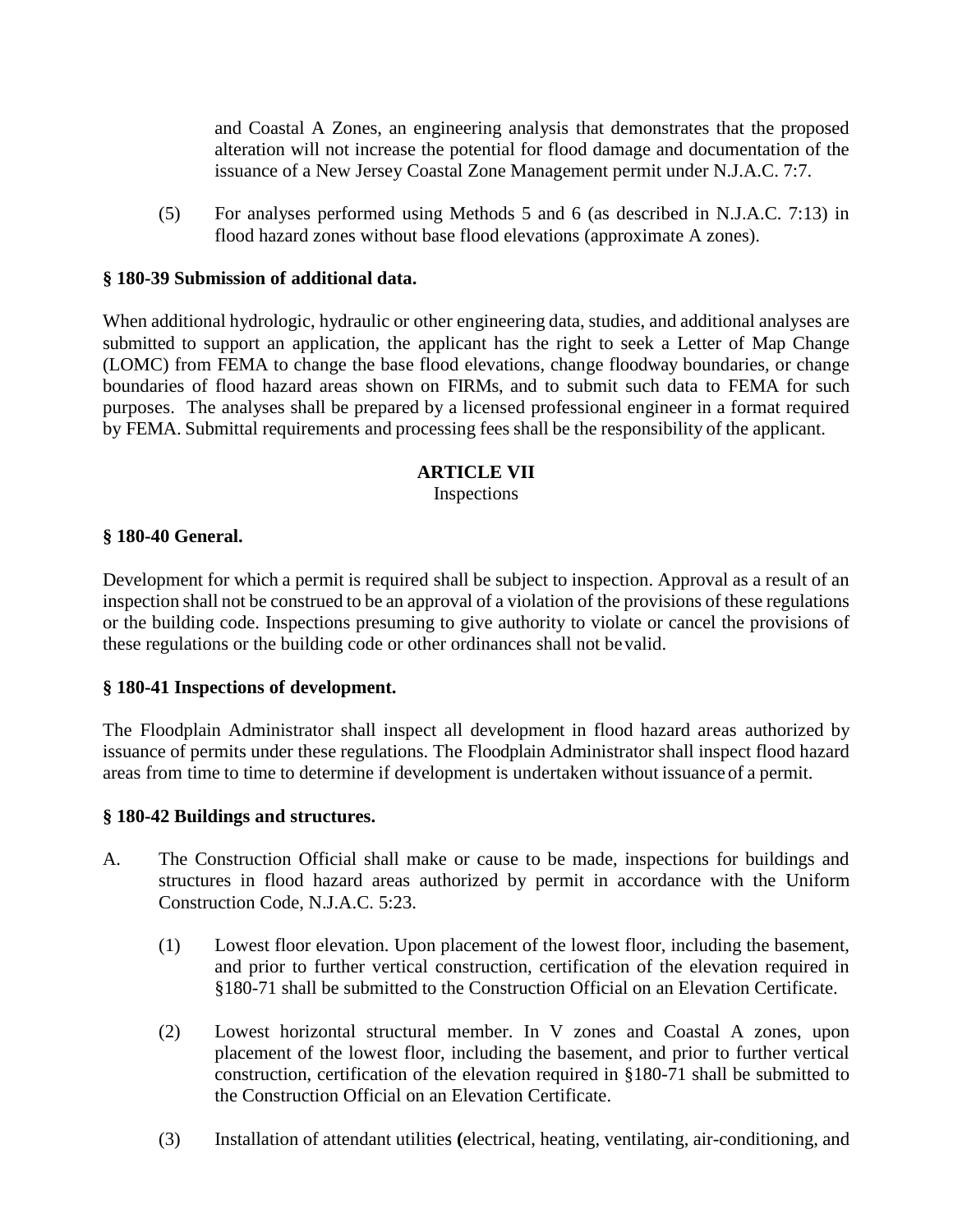and Coastal A Zones, an engineering analysis that demonstrates that the proposed alteration will not increase the potential for flood damage and documentation of the issuance of a New Jersey Coastal Zone Management permit under N.J.A.C. 7:7.

(5) For analyses performed using Methods 5 and 6 (as described in N.J.A.C. 7:13) in flood hazard zones without base flood elevations (approximate A zones).

**§ 180-39 Submission of additional data.**

When additional hydrologic, hydraulic or other engineering data, studies, and additional analyses are submitted to support an application, the applicant has the right to seek a Letter of Map Change (LOMC) from FEMA to change the base flood elevations, change floodway boundaries, or change boundaries of flood hazard areas shown on FIRMs, and to submit such data to FEMA for such purposes. The analyses shall be prepared by a licensed professional engineer in a format required by FEMA. Submittal requirements and processing fees shall be the responsibility of the applicant.

## ARTICLE VII
Inspections

**§ 180-40 General.**

Development for which a permit is required shall be subject to inspection. Approval as a result of an inspection shall not be construed to be an approval of a violation of the provisions of these regulations or the building code. Inspections presuming to give authority to violate or cancel the provisions of these regulations or the building code or other ordinances shall not be valid.

**§ 180-41 Inspections of development.**

The Floodplain Administrator shall inspect all development in flood hazard areas authorized by issuance of permits under these regulations. The Floodplain Administrator shall inspect flood hazard areas from time to time to determine if development is undertaken without issuance of a permit.

**§ 180-42 Buildings and structures.**

A. The Construction Official shall make or cause to be made, inspections for buildings and structures in flood hazard areas authorized by permit in accordance with the Uniform Construction Code, N.J.A.C. 5:23.

(1) Lowest floor elevation. Upon placement of the lowest floor, including the basement, and prior to further vertical construction, certification of the elevation required in §180-71 shall be submitted to the Construction Official on an Elevation Certificate.

(2) Lowest horizontal structural member. In V zones and Coastal A zones, upon placement of the lowest floor, including the basement, and prior to further vertical construction, certification of the elevation required in §180-71 shall be submitted to the Construction Official on an Elevation Certificate.

(3) Installation of attendant utilities **(**electrical, heating, ventilating, air-conditioning, and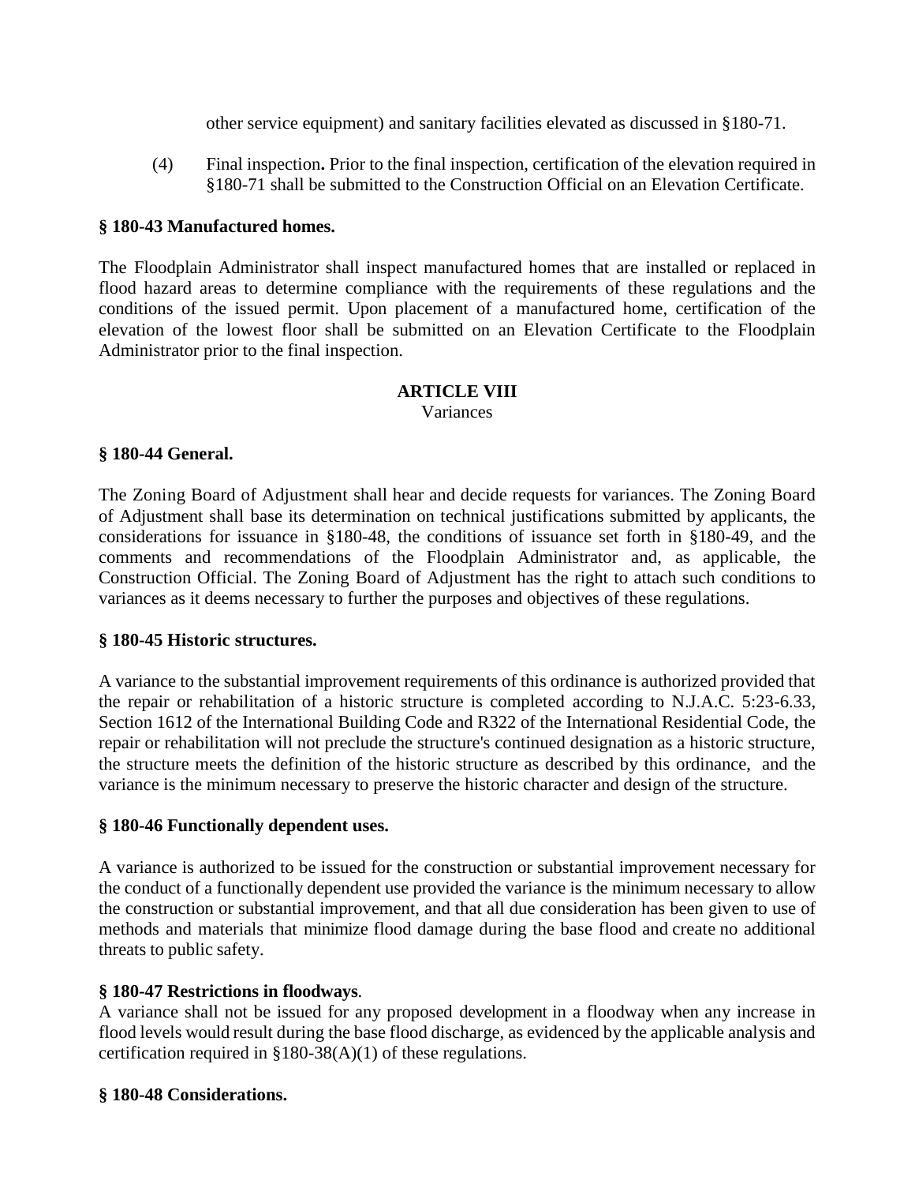other service equipment) and sanitary facilities elevated as discussed in §180-71.

(4) Final inspection**.** Prior to the final inspection, certification of the elevation required in §180-71 shall be submitted to the Construction Official on an Elevation Certificate.

**§ 180-43 Manufactured homes.**

The Floodplain Administrator shall inspect manufactured homes that are installed or replaced in flood hazard areas to determine compliance with the requirements of these regulations and the conditions of the issued permit. Upon placement of a manufactured home, certification of the elevation of the lowest floor shall be submitted on an Elevation Certificate to the Floodplain Administrator prior to the final inspection.

## ARTICLE VIII
Variances

**§ 180-44 General.**

The Zoning Board of Adjustment shall hear and decide requests for variances. The Zoning Board of Adjustment shall base its determination on technical justifications submitted by applicants, the considerations for issuance in §180-48, the conditions of issuance set forth in §180-49, and the comments and recommendations of the Floodplain Administrator and, as applicable, the Construction Official. The Zoning Board of Adjustment has the right to attach such conditions to variances as it deems necessary to further the purposes and objectives of these regulations.

**§ 180-45 Historic structures.**

A variance to the substantial improvement requirements of this ordinance is authorized provided that the repair or rehabilitation of a historic structure is completed according to N.J.A.C. 5:23-6.33, Section 1612 of the International Building Code and R322 of the International Residential Code, the repair or rehabilitation will not preclude the structure's continued designation as a historic structure, the structure meets the definition of the historic structure as described by this ordinance, and the variance is the minimum necessary to preserve the historic character and design of the structure.

**§ 180-46 Functionally dependent uses.**

A variance is authorized to be issued for the construction or substantial improvement necessary for the conduct of a functionally dependent use provided the variance is the minimum necessary to allow the construction or substantial improvement, and that all due consideration has been given to use of methods and materials that minimize flood damage during the base flood and create no additional threats to public safety.

**§ 180-47 Restrictions in floodways**.

A variance shall not be issued for any proposed development in a floodway when any increase in flood levels would result during the base flood discharge, as evidenced by the applicable analysis and certification required in §180-38(A)(1) of these regulations.

**§ 180-48 Considerations.**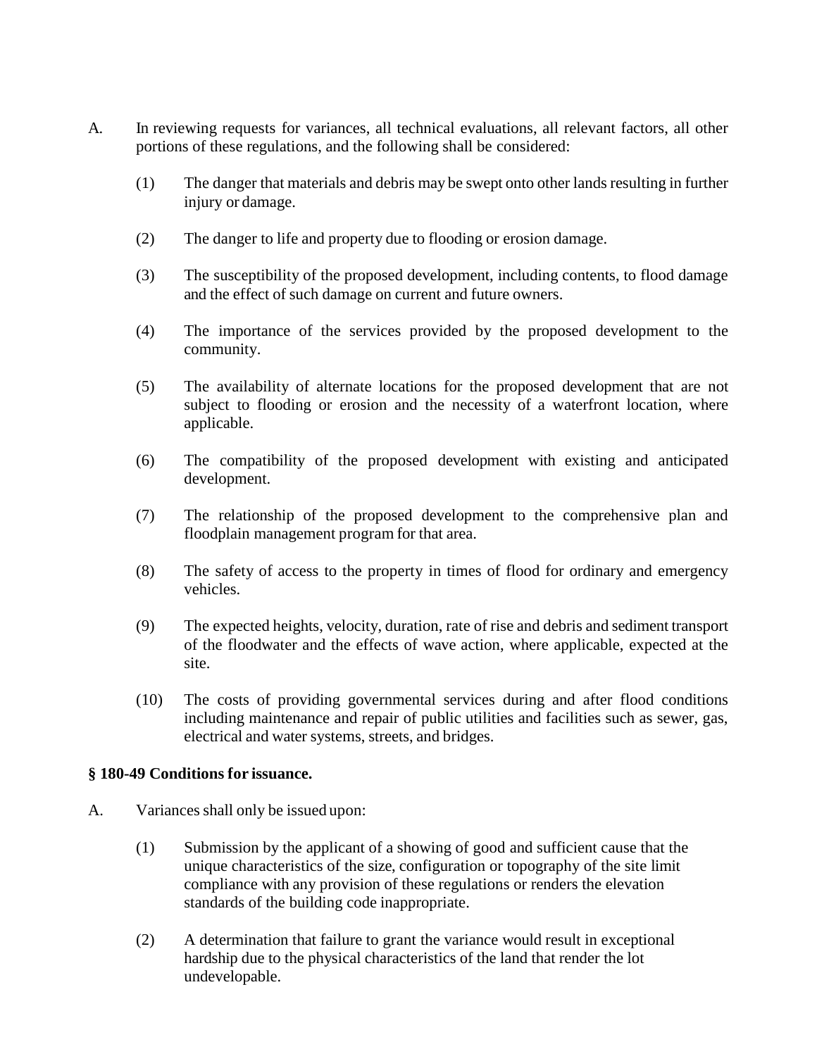A. In reviewing requests for variances, all technical evaluations, all relevant factors, all other portions of these regulations, and the following shall be considered:

   (1) The danger that materials and debris may be swept onto other lands resulting in further injury or damage.

   (2) The danger to life and property due to flooding or erosion damage.

   (3) The susceptibility of the proposed development, including contents, to flood damage and the effect of such damage on current and future owners.

   (4) The importance of the services provided by the proposed development to the community.

   (5) The availability of alternate locations for the proposed development that are not subject to flooding or erosion and the necessity of a waterfront location, where applicable.

   (6) The compatibility of the proposed development with existing and anticipated development.

   (7) The relationship of the proposed development to the comprehensive plan and floodplain management program for that area.

   (8) The safety of access to the property in times of flood for ordinary and emergency vehicles.

   (9) The expected heights, velocity, duration, rate of rise and debris and sediment transport of the floodwater and the effects of wave action, where applicable, expected at the site.

   (10) The costs of providing governmental services during and after flood conditions including maintenance and repair of public utilities and facilities such as sewer, gas, electrical and water systems, streets, and bridges.

**§ 180-49 Conditions for issuance.**

A. Variances shall only be issued upon:

   (1) Submission by the applicant of a showing of good and sufficient cause that the unique characteristics of the size, configuration or topography of the site limit compliance with any provision of these regulations or renders the elevation standards of the building code inappropriate.

   (2) A determination that failure to grant the variance would result in exceptional hardship due to the physical characteristics of the land that render the lot undevelopable.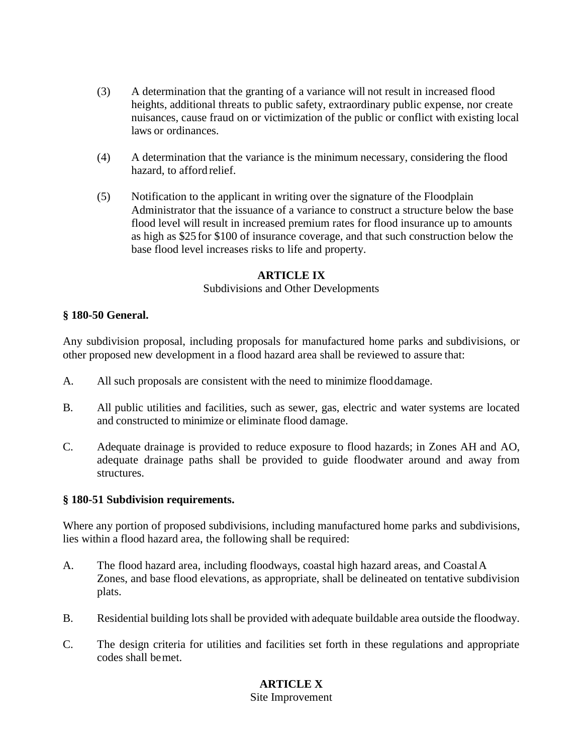(3) A determination that the granting of a variance will not result in increased flood heights, additional threats to public safety, extraordinary public expense, nor create nuisances, cause fraud on or victimization of the public or conflict with existing local laws or ordinances.

(4) A determination that the variance is the minimum necessary, considering the flood hazard, to afford relief.

(5) Notification to the applicant in writing over the signature of the Floodplain Administrator that the issuance of a variance to construct a structure below the base flood level will result in increased premium rates for flood insurance up to amounts as high as $25 for $100 of insurance coverage, and that such construction below the base flood level increases risks to life and property.

## ARTICLE IX
Subdivisions and Other Developments

### § 180-50 General.

Any subdivision proposal, including proposals for manufactured home parks and subdivisions, or other proposed new development in a flood hazard area shall be reviewed to assure that:

A. All such proposals are consistent with the need to minimize flood damage.

B. All public utilities and facilities, such as sewer, gas, electric and water systems are located and constructed to minimize or eliminate flood damage.

C. Adequate drainage is provided to reduce exposure to flood hazards; in Zones AH and AO, adequate drainage paths shall be provided to guide floodwater around and away from structures.

### § 180-51 Subdivision requirements.

Where any portion of proposed subdivisions, including manufactured home parks and subdivisions, lies within a flood hazard area, the following shall be required:

A. The flood hazard area, including floodways, coastal high hazard areas, and Coastal A Zones, and base flood elevations, as appropriate, shall be delineated on tentative subdivision plats.

B. Residential building lots shall be provided with adequate buildable area outside the floodway.

C. The design criteria for utilities and facilities set forth in these regulations and appropriate codes shall be met.

## ARTICLE X
Site Improvement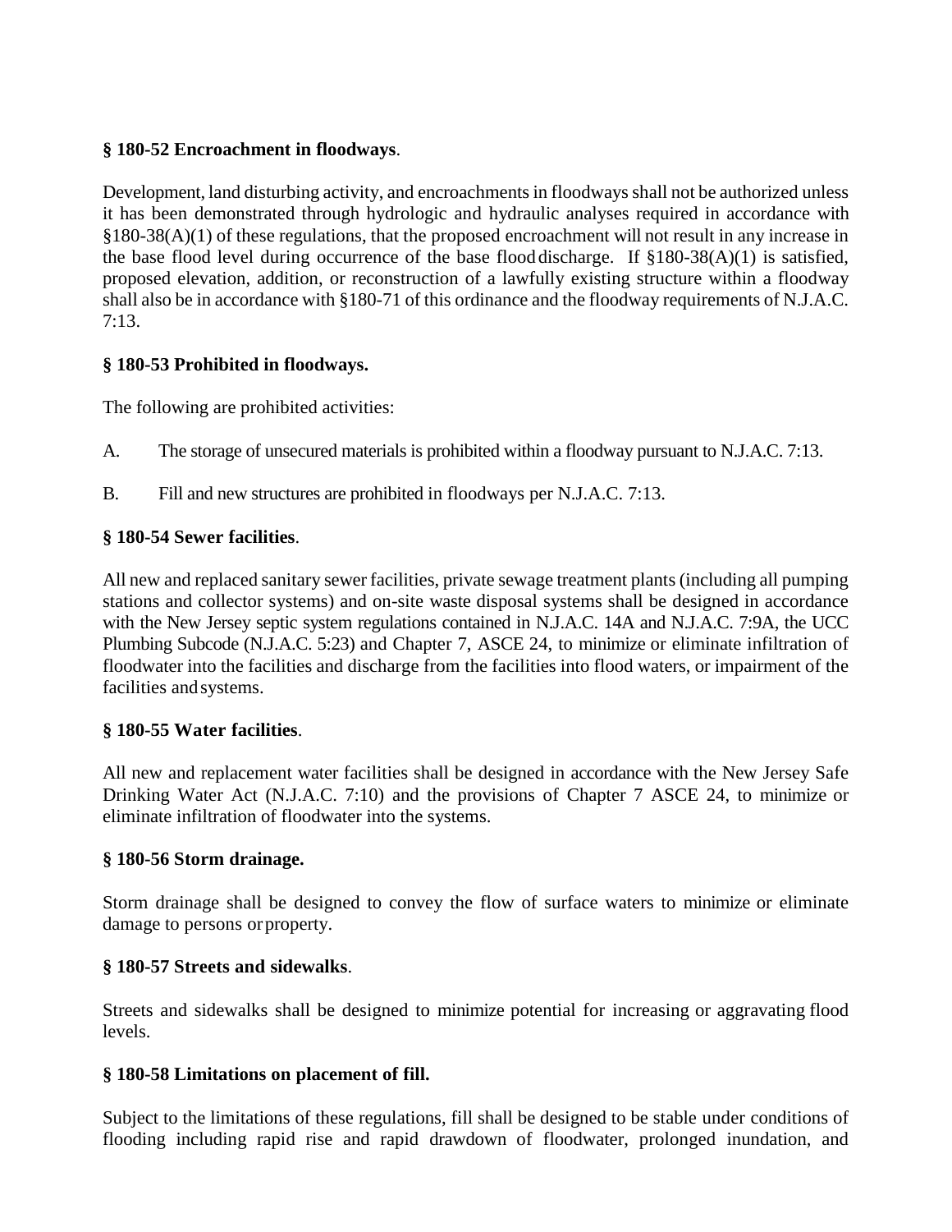**§ 180-52 Encroachment in floodways**.

Development, land disturbing activity, and encroachments in floodways shall not be authorized unless it has been demonstrated through hydrologic and hydraulic analyses required in accordance with §180-38(A)(1) of these regulations, that the proposed encroachment will not result in any increase in the base flood level during occurrence of the base flood discharge. If §180-38(A)(1) is satisfied, proposed elevation, addition, or reconstruction of a lawfully existing structure within a floodway shall also be in accordance with §180-71 of this ordinance and the floodway requirements of N.J.A.C. 7:13.

**§ 180-53 Prohibited in floodways.**

The following are prohibited activities:

A. The storage of unsecured materials is prohibited within a floodway pursuant to N.J.A.C. 7:13.

B. Fill and new structures are prohibited in floodways per N.J.A.C. 7:13.

**§ 180-54 Sewer facilities**.

All new and replaced sanitary sewer facilities, private sewage treatment plants (including all pumping stations and collector systems) and on-site waste disposal systems shall be designed in accordance with the New Jersey septic system regulations contained in N.J.A.C. 14A and N.J.A.C. 7:9A, the UCC Plumbing Subcode (N.J.A.C. 5:23) and Chapter 7, ASCE 24, to minimize or eliminate infiltration of floodwater into the facilities and discharge from the facilities into flood waters, or impairment of the facilities and systems.

**§ 180-55 Water facilities**.

All new and replacement water facilities shall be designed in accordance with the New Jersey Safe Drinking Water Act (N.J.A.C. 7:10) and the provisions of Chapter 7 ASCE 24, to minimize or eliminate infiltration of floodwater into the systems.

**§ 180-56 Storm drainage.**

Storm drainage shall be designed to convey the flow of surface waters to minimize or eliminate damage to persons or property.

**§ 180-57 Streets and sidewalks**.

Streets and sidewalks shall be designed to minimize potential for increasing or aggravating flood levels.

**§ 180-58 Limitations on placement of fill.**

Subject to the limitations of these regulations, fill shall be designed to be stable under conditions of flooding including rapid rise and rapid drawdown of floodwater, prolonged inundation, and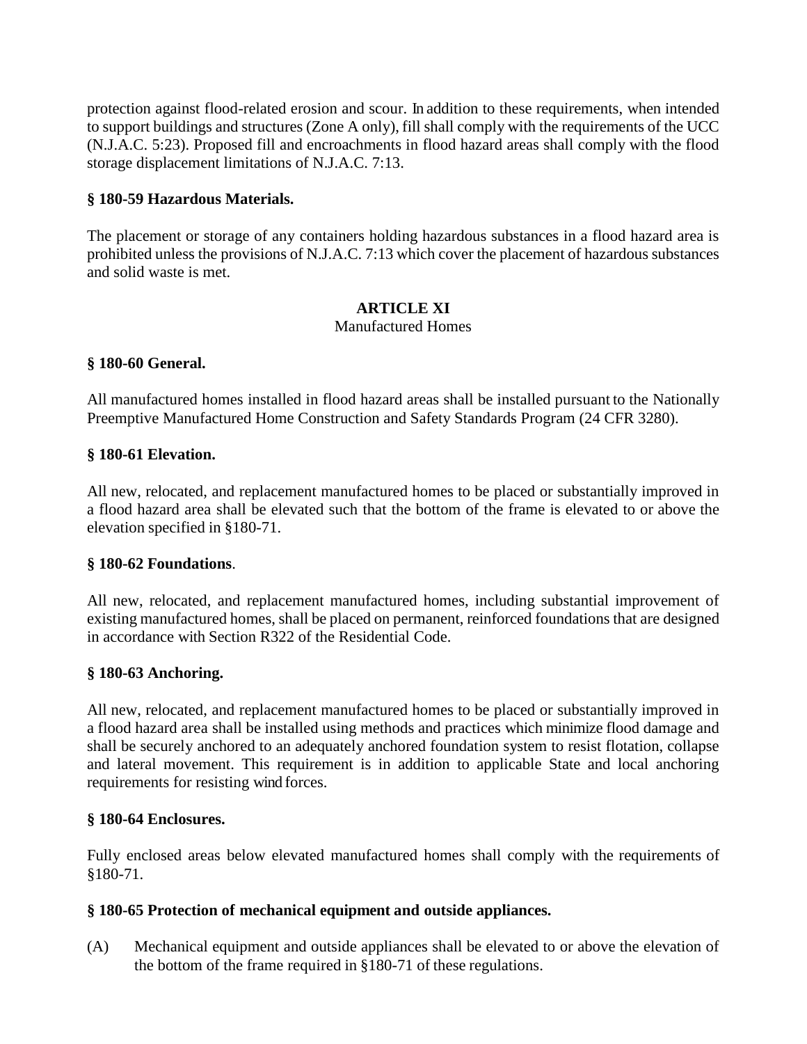protection against flood-related erosion and scour. In addition to these requirements, when intended to support buildings and structures (Zone A only), fill shall comply with the requirements of the UCC (N.J.A.C. 5:23). Proposed fill and encroachments in flood hazard areas shall comply with the flood storage displacement limitations of N.J.A.C. 7:13.

**§ 180-59 Hazardous Materials.**

The placement or storage of any containers holding hazardous substances in a flood hazard area is prohibited unless the provisions of N.J.A.C. 7:13 which cover the placement of hazardous substances and solid waste is met.

## ARTICLE XI

Manufactured Homes

**§ 180-60 General.**

All manufactured homes installed in flood hazard areas shall be installed pursuant to the Nationally Preemptive Manufactured Home Construction and Safety Standards Program (24 CFR 3280).

**§ 180-61 Elevation.**

All new, relocated, and replacement manufactured homes to be placed or substantially improved in a flood hazard area shall be elevated such that the bottom of the frame is elevated to or above the elevation specified in §180-71.

**§ 180-62 Foundations**.

All new, relocated, and replacement manufactured homes, including substantial improvement of existing manufactured homes, shall be placed on permanent, reinforced foundations that are designed in accordance with Section R322 of the Residential Code.

**§ 180-63 Anchoring.**

All new, relocated, and replacement manufactured homes to be placed or substantially improved in a flood hazard area shall be installed using methods and practices which minimize flood damage and shall be securely anchored to an adequately anchored foundation system to resist flotation, collapse and lateral movement. This requirement is in addition to applicable State and local anchoring requirements for resisting wind forces.

**§ 180-64 Enclosures.**

Fully enclosed areas below elevated manufactured homes shall comply with the requirements of §180-71.

**§ 180-65 Protection of mechanical equipment and outside appliances.**

(A) Mechanical equipment and outside appliances shall be elevated to or above the elevation of the bottom of the frame required in §180-71 of these regulations.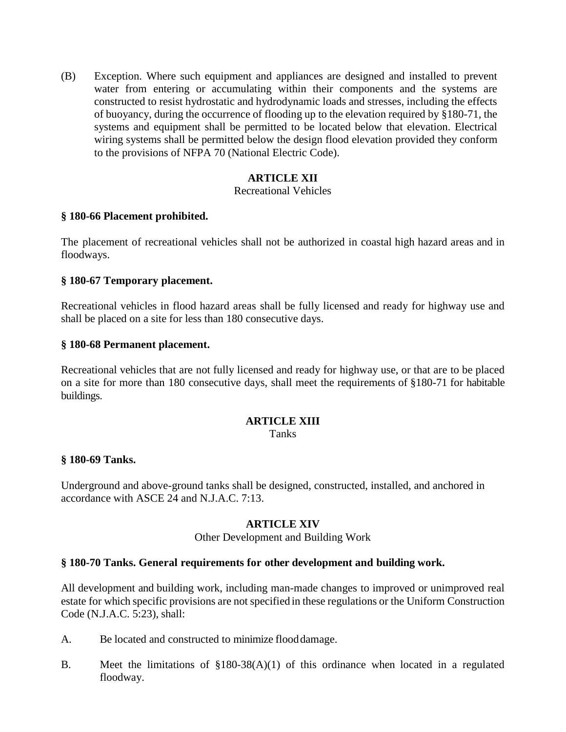(B) Exception. Where such equipment and appliances are designed and installed to prevent water from entering or accumulating within their components and the systems are constructed to resist hydrostatic and hydrodynamic loads and stresses, including the effects of buoyancy, during the occurrence of flooding up to the elevation required by §180-71, the systems and equipment shall be permitted to be located below that elevation. Electrical wiring systems shall be permitted below the design flood elevation provided they conform to the provisions of NFPA 70 (National Electric Code).

## ARTICLE XII
Recreational Vehicles

### § 180-66 Placement prohibited.

The placement of recreational vehicles shall not be authorized in coastal high hazard areas and in floodways.

### § 180-67 Temporary placement.

Recreational vehicles in flood hazard areas shall be fully licensed and ready for highway use and shall be placed on a site for less than 180 consecutive days.

### § 180-68 Permanent placement.

Recreational vehicles that are not fully licensed and ready for highway use, or that are to be placed on a site for more than 180 consecutive days, shall meet the requirements of §180-71 for habitable buildings.

## ARTICLE XIII
Tanks

### § 180-69 Tanks.

Underground and above-ground tanks shall be designed, constructed, installed, and anchored in accordance with ASCE 24 and N.J.A.C. 7:13.

## ARTICLE XIV
Other Development and Building Work

### § 180-70 Tanks. General requirements for other development and building work.

All development and building work, including man-made changes to improved or unimproved real estate for which specific provisions are not specified in these regulations or the Uniform Construction Code (N.J.A.C. 5:23), shall:

A. Be located and constructed to minimize flood damage.

B. Meet the limitations of §180-38(A)(1) of this ordinance when located in a regulated floodway.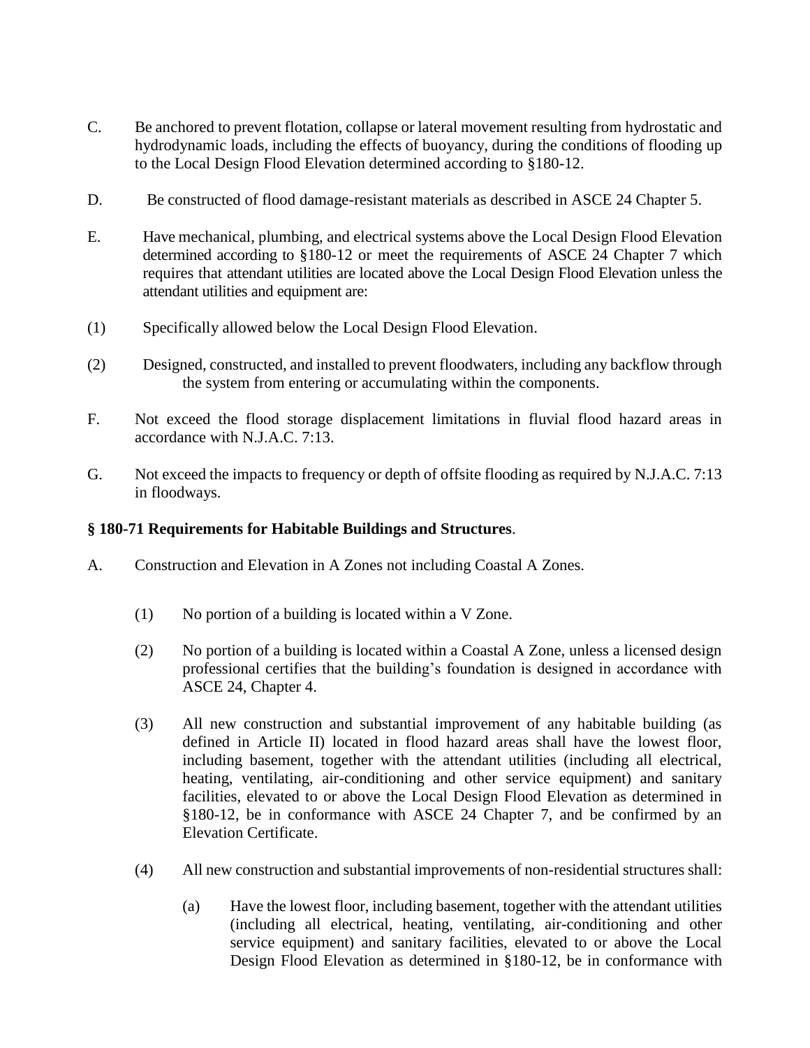C. Be anchored to prevent flotation, collapse or lateral movement resulting from hydrostatic and hydrodynamic loads, including the effects of buoyancy, during the conditions of flooding up to the Local Design Flood Elevation determined according to §180-12.

D. Be constructed of flood damage-resistant materials as described in ASCE 24 Chapter 5.

E. Have mechanical, plumbing, and electrical systems above the Local Design Flood Elevation determined according to §180-12 or meet the requirements of ASCE 24 Chapter 7 which requires that attendant utilities are located above the Local Design Flood Elevation unless the attendant utilities and equipment are:

(1) Specifically allowed below the Local Design Flood Elevation.

(2) Designed, constructed, and installed to prevent floodwaters, including any backflow through the system from entering or accumulating within the components.

F. Not exceed the flood storage displacement limitations in fluvial flood hazard areas in accordance with N.J.A.C. 7:13.

G. Not exceed the impacts to frequency or depth of offsite flooding as required by N.J.A.C. 7:13 in floodways.

### § 180-71 Requirements for Habitable Buildings and Structures.

A. Construction and Elevation in A Zones not including Coastal A Zones.

(1) No portion of a building is located within a V Zone.

(2) No portion of a building is located within a Coastal A Zone, unless a licensed design professional certifies that the building's foundation is designed in accordance with ASCE 24, Chapter 4.

(3) All new construction and substantial improvement of any habitable building (as defined in Article II) located in flood hazard areas shall have the lowest floor, including basement, together with the attendant utilities (including all electrical, heating, ventilating, air-conditioning and other service equipment) and sanitary facilities, elevated to or above the Local Design Flood Elevation as determined in §180-12, be in conformance with ASCE 24 Chapter 7, and be confirmed by an Elevation Certificate.

(4) All new construction and substantial improvements of non-residential structures shall:

(a) Have the lowest floor, including basement, together with the attendant utilities (including all electrical, heating, ventilating, air-conditioning and other service equipment) and sanitary facilities, elevated to or above the Local Design Flood Elevation as determined in §180-12, be in conformance with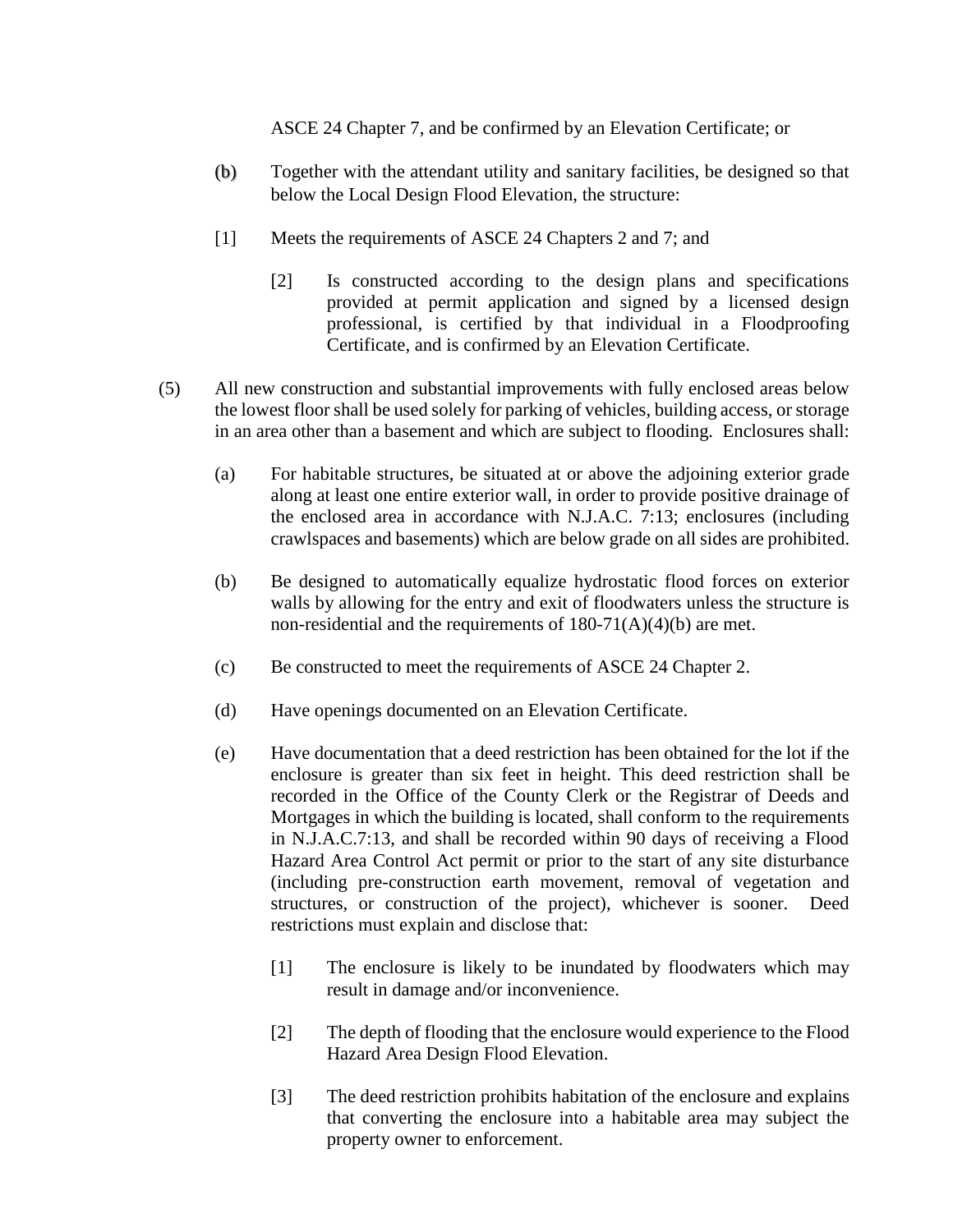ASCE 24 Chapter 7, and be confirmed by an Elevation Certificate; or

(b) Together with the attendant utility and sanitary facilities, be designed so that below the Local Design Flood Elevation, the structure:

[1] Meets the requirements of ASCE 24 Chapters 2 and 7; and

[2] Is constructed according to the design plans and specifications provided at permit application and signed by a licensed design professional, is certified by that individual in a Floodproofing Certificate, and is confirmed by an Elevation Certificate.

(5) All new construction and substantial improvements with fully enclosed areas below the lowest floor shall be used solely for parking of vehicles, building access, or storage in an area other than a basement and which are subject to flooding. Enclosures shall:

(a) For habitable structures, be situated at or above the adjoining exterior grade along at least one entire exterior wall, in order to provide positive drainage of the enclosed area in accordance with N.J.A.C. 7:13; enclosures (including crawlspaces and basements) which are below grade on all sides are prohibited.

(b) Be designed to automatically equalize hydrostatic flood forces on exterior walls by allowing for the entry and exit of floodwaters unless the structure is non-residential and the requirements of 180-71(A)(4)(b) are met.

(c) Be constructed to meet the requirements of ASCE 24 Chapter 2.

(d) Have openings documented on an Elevation Certificate.

(e) Have documentation that a deed restriction has been obtained for the lot if the enclosure is greater than six feet in height. This deed restriction shall be recorded in the Office of the County Clerk or the Registrar of Deeds and Mortgages in which the building is located, shall conform to the requirements in N.J.A.C.7:13, and shall be recorded within 90 days of receiving a Flood Hazard Area Control Act permit or prior to the start of any site disturbance (including pre-construction earth movement, removal of vegetation and structures, or construction of the project), whichever is sooner. Deed restrictions must explain and disclose that:

[1] The enclosure is likely to be inundated by floodwaters which may result in damage and/or inconvenience.

[2] The depth of flooding that the enclosure would experience to the Flood Hazard Area Design Flood Elevation.

[3] The deed restriction prohibits habitation of the enclosure and explains that converting the enclosure into a habitable area may subject the property owner to enforcement.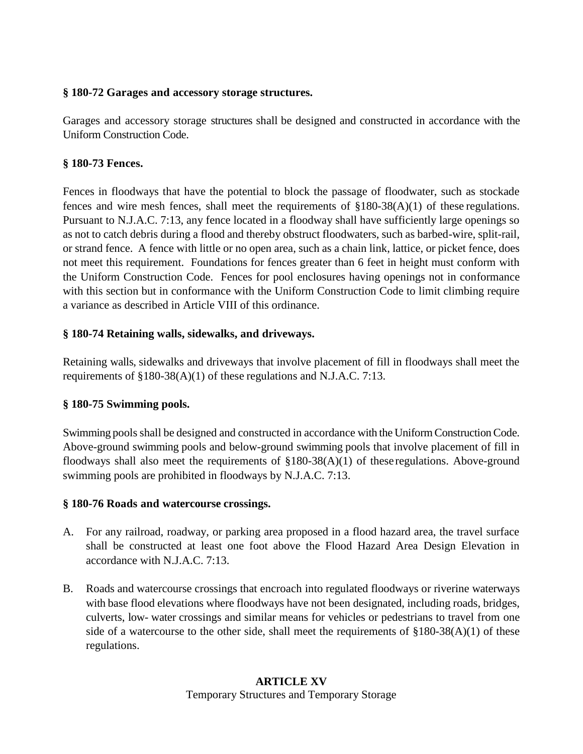### § 180-72 Garages and accessory storage structures.

Garages and accessory storage structures shall be designed and constructed in accordance with the Uniform Construction Code.

### § 180-73 Fences.

Fences in floodways that have the potential to block the passage of floodwater, such as stockade fences and wire mesh fences, shall meet the requirements of §180-38(A)(1) of these regulations. Pursuant to N.J.A.C. 7:13, any fence located in a floodway shall have sufficiently large openings so as not to catch debris during a flood and thereby obstruct floodwaters, such as barbed-wire, split-rail, or strand fence. A fence with little or no open area, such as a chain link, lattice, or picket fence, does not meet this requirement. Foundations for fences greater than 6 feet in height must conform with the Uniform Construction Code. Fences for pool enclosures having openings not in conformance with this section but in conformance with the Uniform Construction Code to limit climbing require a variance as described in Article VIII of this ordinance.

### § 180-74 Retaining walls, sidewalks, and driveways.

Retaining walls, sidewalks and driveways that involve placement of fill in floodways shall meet the requirements of §180-38(A)(1) of these regulations and N.J.A.C. 7:13.

### § 180-75 Swimming pools.

Swimming pools shall be designed and constructed in accordance with the Uniform Construction Code. Above-ground swimming pools and below-ground swimming pools that involve placement of fill in floodways shall also meet the requirements of §180-38(A)(1) of these regulations. Above-ground swimming pools are prohibited in floodways by N.J.A.C. 7:13.

### § 180-76 Roads and watercourse crossings.

A. For any railroad, roadway, or parking area proposed in a flood hazard area, the travel surface shall be constructed at least one foot above the Flood Hazard Area Design Elevation in accordance with N.J.A.C. 7:13.

B. Roads and watercourse crossings that encroach into regulated floodways or riverine waterways with base flood elevations where floodways have not been designated, including roads, bridges, culverts, low- water crossings and similar means for vehicles or pedestrians to travel from one side of a watercourse to the other side, shall meet the requirements of §180-38(A)(1) of these regulations.

## ARTICLE XV
Temporary Structures and Temporary Storage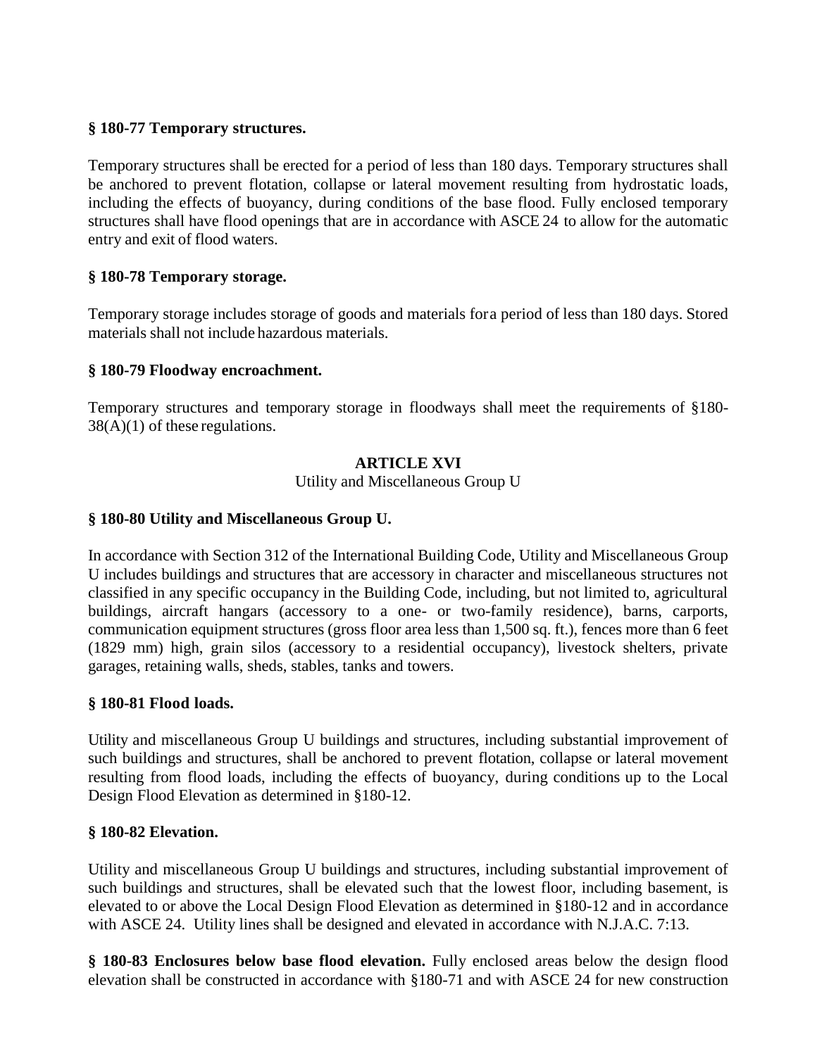**§ 180-77 Temporary structures.**

Temporary structures shall be erected for a period of less than 180 days. Temporary structures shall be anchored to prevent flotation, collapse or lateral movement resulting from hydrostatic loads, including the effects of buoyancy, during conditions of the base flood. Fully enclosed temporary structures shall have flood openings that are in accordance with ASCE 24 to allow for the automatic entry and exit of flood waters.

**§ 180-78 Temporary storage.**

Temporary storage includes storage of goods and materials fora period of less than 180 days. Stored materials shall not include hazardous materials.

**§ 180-79 Floodway encroachment.**

Temporary structures and temporary storage in floodways shall meet the requirements of §180-38(A)(1) of these regulations.

## ARTICLE XVI

Utility and Miscellaneous Group U

**§ 180-80 Utility and Miscellaneous Group U.**

In accordance with Section 312 of the International Building Code, Utility and Miscellaneous Group U includes buildings and structures that are accessory in character and miscellaneous structures not classified in any specific occupancy in the Building Code, including, but not limited to, agricultural buildings, aircraft hangars (accessory to a one- or two-family residence), barns, carports, communication equipment structures (gross floor area less than 1,500 sq. ft.), fences more than 6 feet (1829 mm) high, grain silos (accessory to a residential occupancy), livestock shelters, private garages, retaining walls, sheds, stables, tanks and towers.

**§ 180-81 Flood loads.**

Utility and miscellaneous Group U buildings and structures, including substantial improvement of such buildings and structures, shall be anchored to prevent flotation, collapse or lateral movement resulting from flood loads, including the effects of buoyancy, during conditions up to the Local Design Flood Elevation as determined in §180-12.

**§ 180-82 Elevation.**

Utility and miscellaneous Group U buildings and structures, including substantial improvement of such buildings and structures, shall be elevated such that the lowest floor, including basement, is elevated to or above the Local Design Flood Elevation as determined in §180-12 and in accordance with ASCE 24. Utility lines shall be designed and elevated in accordance with N.J.A.C. 7:13.

**§ 180-83 Enclosures below base flood elevation.** Fully enclosed areas below the design flood elevation shall be constructed in accordance with §180-71 and with ASCE 24 for new construction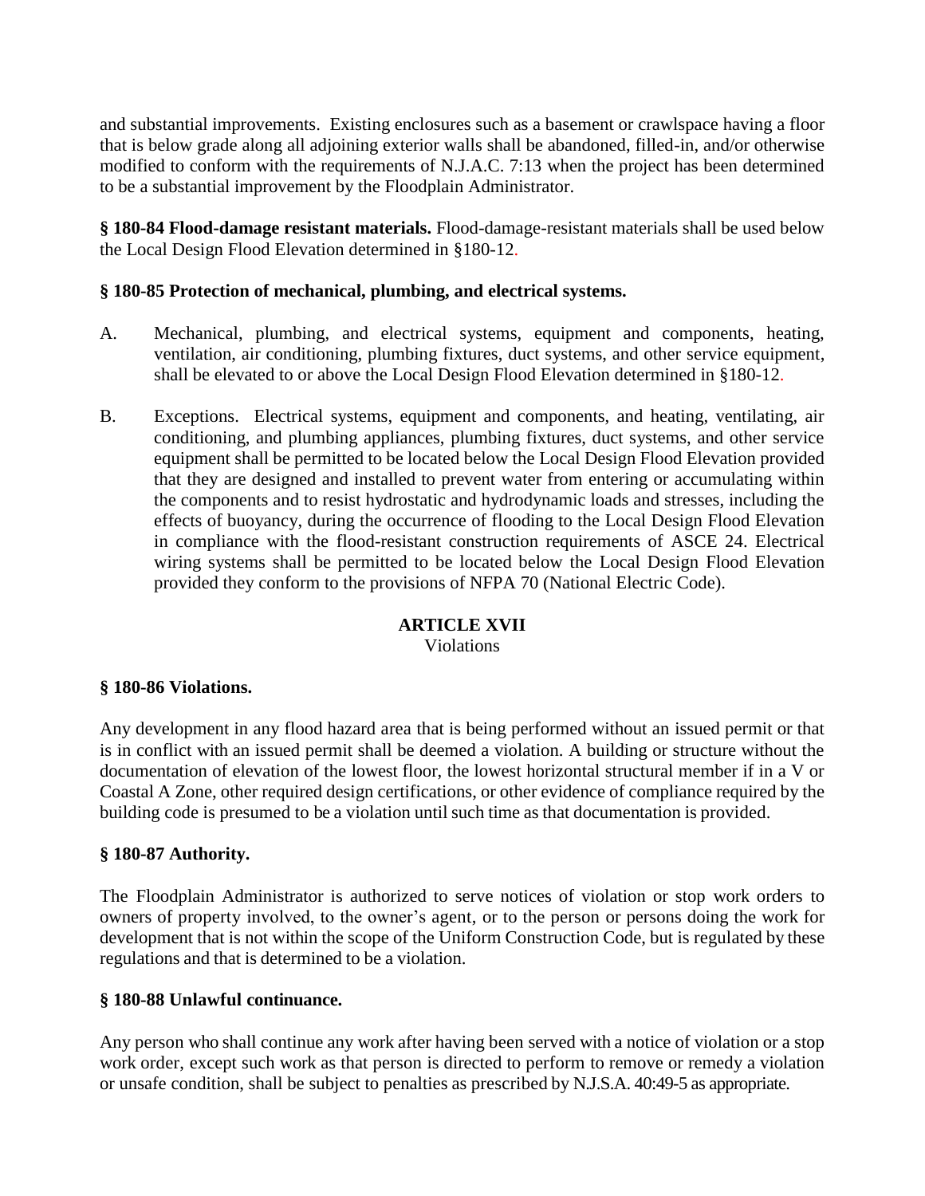and substantial improvements. Existing enclosures such as a basement or crawlspace having a floor that is below grade along all adjoining exterior walls shall be abandoned, filled-in, and/or otherwise modified to conform with the requirements of N.J.A.C. 7:13 when the project has been determined to be a substantial improvement by the Floodplain Administrator.

**§ 180-84 Flood-damage resistant materials.** Flood-damage-resistant materials shall be used below the Local Design Flood Elevation determined in §180-12.

**§ 180-85 Protection of mechanical, plumbing, and electrical systems.**

A. Mechanical, plumbing, and electrical systems, equipment and components, heating, ventilation, air conditioning, plumbing fixtures, duct systems, and other service equipment, shall be elevated to or above the Local Design Flood Elevation determined in §180-12.

B. Exceptions. Electrical systems, equipment and components, and heating, ventilating, air conditioning, and plumbing appliances, plumbing fixtures, duct systems, and other service equipment shall be permitted to be located below the Local Design Flood Elevation provided that they are designed and installed to prevent water from entering or accumulating within the components and to resist hydrostatic and hydrodynamic loads and stresses, including the effects of buoyancy, during the occurrence of flooding to the Local Design Flood Elevation in compliance with the flood-resistant construction requirements of ASCE 24. Electrical wiring systems shall be permitted to be located below the Local Design Flood Elevation provided they conform to the provisions of NFPA 70 (National Electric Code).

## ARTICLE XVII
Violations

**§ 180-86 Violations.**

Any development in any flood hazard area that is being performed without an issued permit or that is in conflict with an issued permit shall be deemed a violation. A building or structure without the documentation of elevation of the lowest floor, the lowest horizontal structural member if in a V or Coastal A Zone, other required design certifications, or other evidence of compliance required by the building code is presumed to be a violation until such time as that documentation is provided.

**§ 180-87 Authority.**

The Floodplain Administrator is authorized to serve notices of violation or stop work orders to owners of property involved, to the owner's agent, or to the person or persons doing the work for development that is not within the scope of the Uniform Construction Code, but is regulated by these regulations and that is determined to be a violation.

**§ 180-88 Unlawful continuance.**

Any person who shall continue any work after having been served with a notice of violation or a stop work order, except such work as that person is directed to perform to remove or remedy a violation or unsafe condition, shall be subject to penalties as prescribed by N.J.S.A. 40:49-5 as appropriate.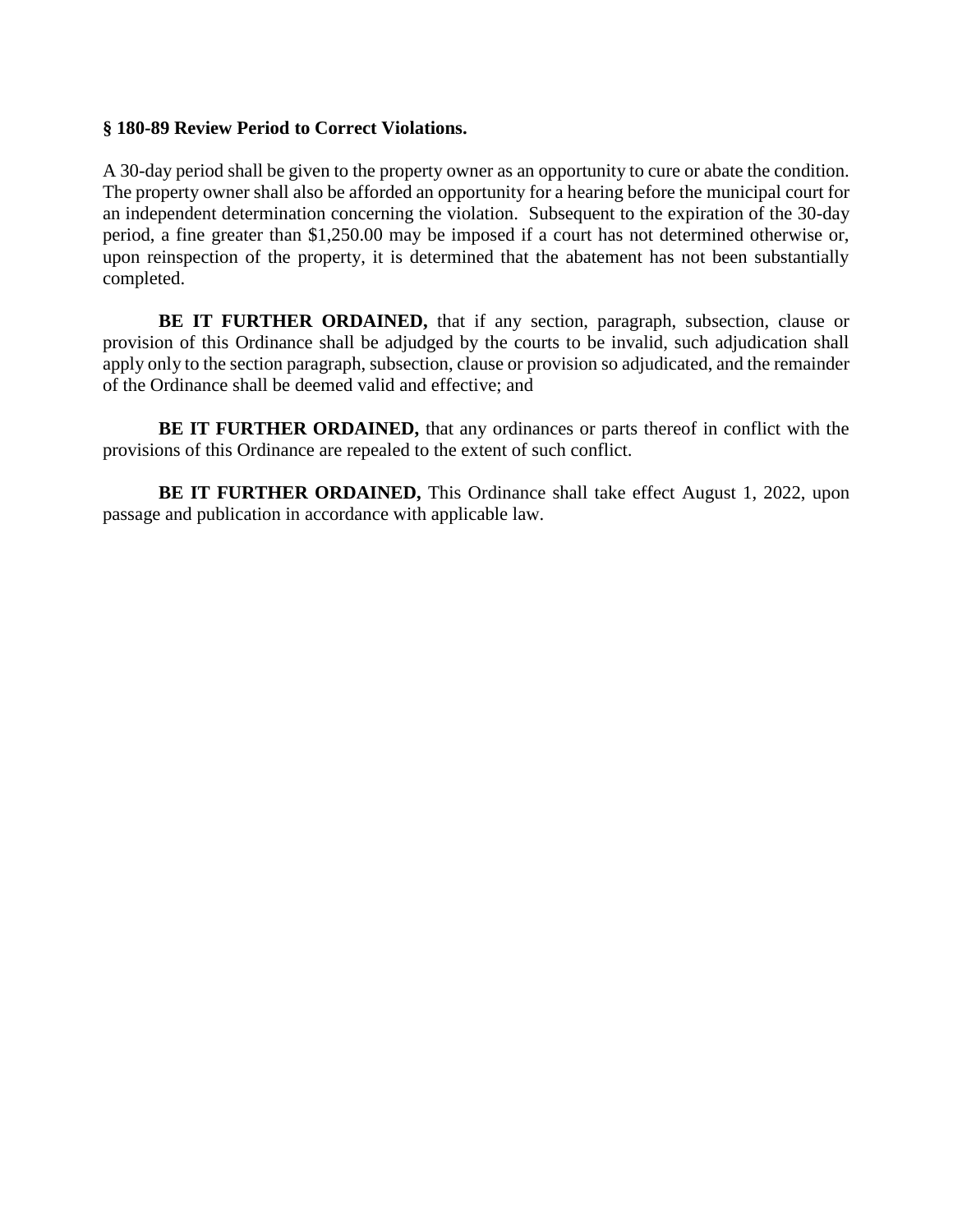**§ 180-89 Review Period to Correct Violations.**

A 30-day period shall be given to the property owner as an opportunity to cure or abate the condition. The property owner shall also be afforded an opportunity for a hearing before the municipal court for an independent determination concerning the violation. Subsequent to the expiration of the 30-day period, a fine greater than $1,250.00 may be imposed if a court has not determined otherwise or, upon reinspection of the property, it is determined that the abatement has not been substantially completed.

**BE IT FURTHER ORDAINED,** that if any section, paragraph, subsection, clause or provision of this Ordinance shall be adjudged by the courts to be invalid, such adjudication shall apply only to the section paragraph, subsection, clause or provision so adjudicated, and the remainder of the Ordinance shall be deemed valid and effective; and

**BE IT FURTHER ORDAINED,** that any ordinances or parts thereof in conflict with the provisions of this Ordinance are repealed to the extent of such conflict.

**BE IT FURTHER ORDAINED,** This Ordinance shall take effect August 1, 2022, upon passage and publication in accordance with applicable law.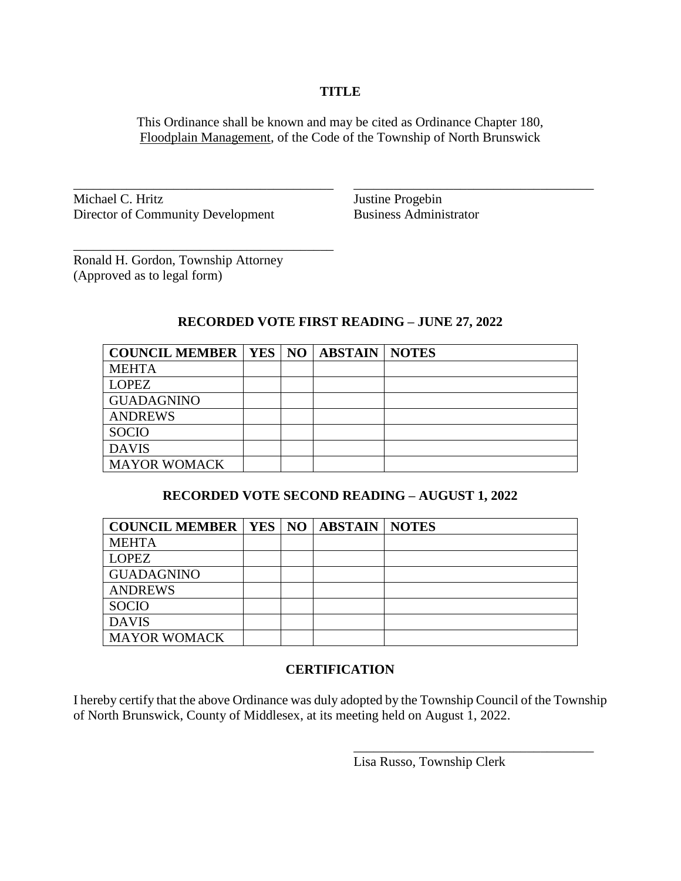**TITLE**

This Ordinance shall be known and may be cited as Ordinance Chapter 180, Floodplain Management, of the Code of the Township of North Brunswick

\_\_\_\_\_\_\_\_\_\_\_\_\_\_\_\_\_\_\_\_\_\_\_\_\_\_\_\_\_\_\_\_\_\_\_\_\_\_\_\_
Michael C. Hritz
Director of Community Development

\_\_\_\_\_\_\_\_\_\_\_\_\_\_\_\_\_\_\_\_\_\_\_\_\_\_\_\_\_\_\_\_\_\_\_\_\_\_\_\_
Justine Progebin
Business Administrator

\_\_\_\_\_\_\_\_\_\_\_\_\_\_\_\_\_\_\_\_\_\_\_\_\_\_\_\_\_\_\_\_\_\_\_\_\_\_\_\_
Ronald H. Gordon, Township Attorney
(Approved as to legal form)

**RECORDED VOTE FIRST READING – JUNE 27, 2022**

| COUNCIL MEMBER | YES | NO | ABSTAIN | NOTES |
|---|---|---|---|---|
| MEHTA | | | | |
| LOPEZ | | | | |
| GUADAGNINO | | | | |
| ANDREWS | | | | |
| SOCIO | | | | |
| DAVIS | | | | |
| MAYOR WOMACK | | | | |

**RECORDED VOTE SECOND READING – AUGUST 1, 2022**

| COUNCIL MEMBER | YES | NO | ABSTAIN | NOTES |
|---|---|---|---|---|
| MEHTA | | | | |
| LOPEZ | | | | |
| GUADAGNINO | | | | |
| ANDREWS | | | | |
| SOCIO | | | | |
| DAVIS | | | | |
| MAYOR WOMACK | | | | |

**CERTIFICATION**

I hereby certify that the above Ordinance was duly adopted by the Township Council of the Township of North Brunswick, County of Middlesex, at its meeting held on August 1, 2022.

\_\_\_\_\_\_\_\_\_\_\_\_\_\_\_\_\_\_\_\_\_\_\_\_\_\_\_\_\_\_\_\_\_\_\_\_\_\_\_\_
Lisa Russo, Township Clerk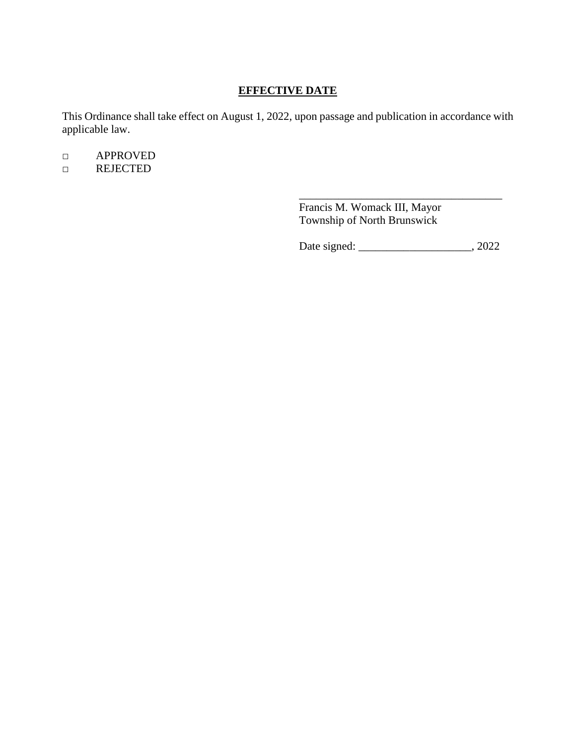## **EFFECTIVE DATE**

This Ordinance shall take effect on August 1, 2022, upon passage and publication in accordance with applicable law.

□ APPROVED
□ REJECTED

_____________________________________
Francis M. Womack III, Mayor
Township of North Brunswick

Date signed: ____________________, 2022